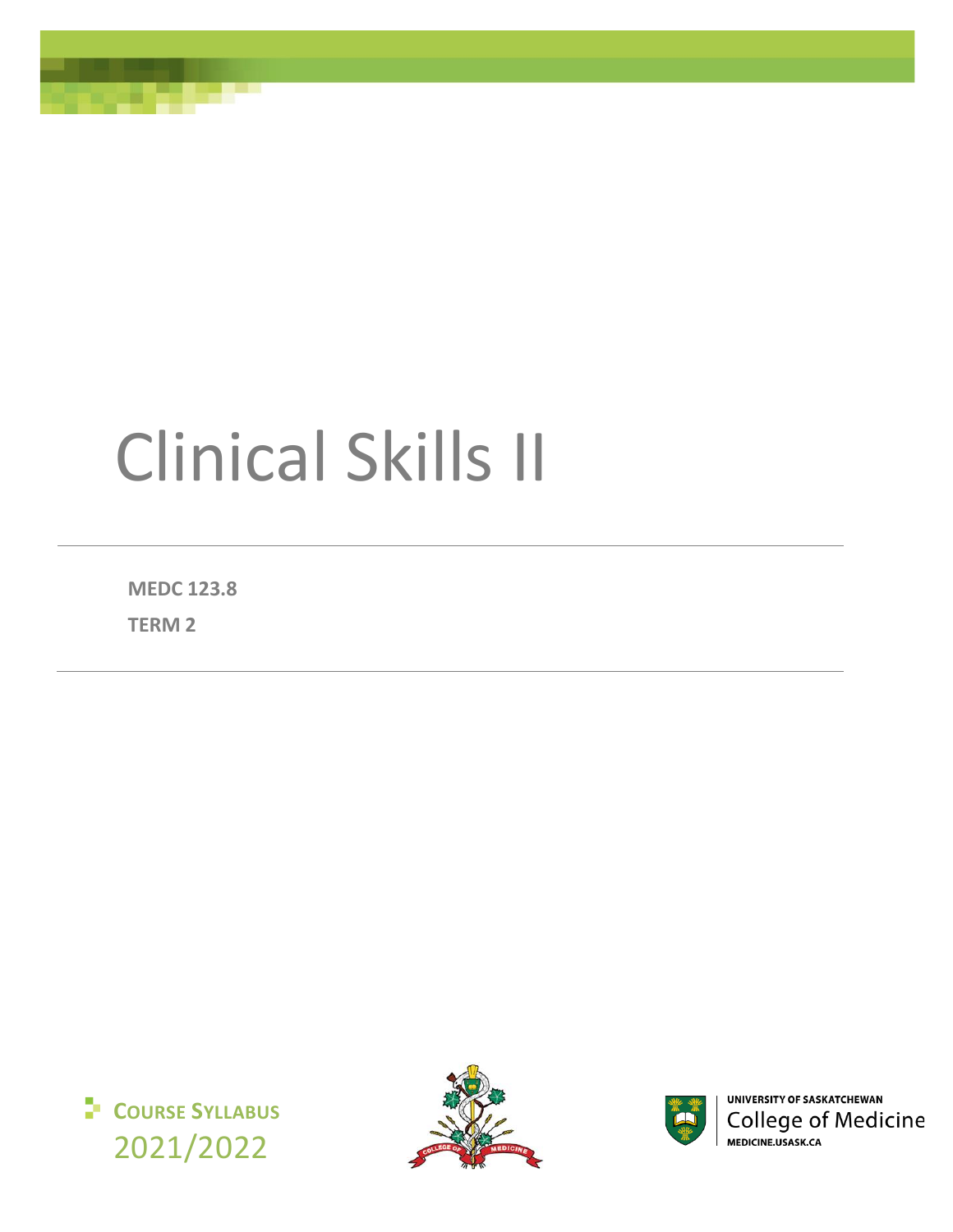# Clinical Skills II

**MEDC 123.8**

**TERM 2**

**COURSE SYLLABUS**

2021/2022

UNIVERSITY OF SASKATCHEWAN

College of Medicine

MEDICINE.USASK.CA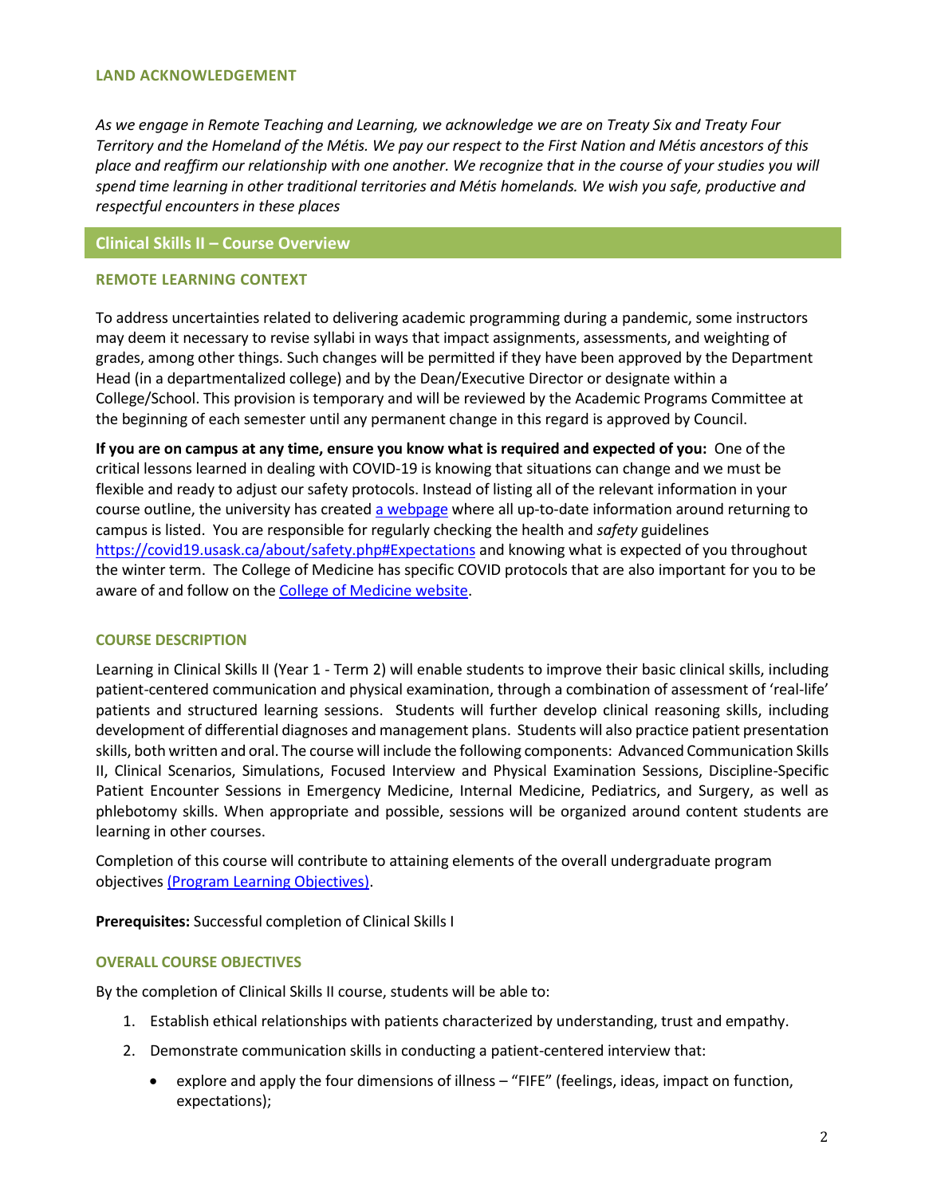### LAND ACKNOWLEDGEMENT

*As we engage in Remote Teaching and Learning, we acknowledge we are on Treaty Six and Treaty Four Territory and the Homeland of the Métis. We pay our respect to the First Nation and Métis ancestors of this place and reaffirm our relationship with one another. We recognize that in the course of your studies you will spend time learning in other traditional territories and Métis homelands. We wish you safe, productive and respectful encounters in these places*

## Clinical Skills II – Course Overview

### REMOTE LEARNING CONTEXT

To address uncertainties related to delivering academic programming during a pandemic, some instructors may deem it necessary to revise syllabi in ways that impact assignments, assessments, and weighting of grades, among other things. Such changes will be permitted if they have been approved by the Department Head (in a departmentalized college) and by the Dean/Executive Director or designate within a College/School. This provision is temporary and will be reviewed by the Academic Programs Committee at the beginning of each semester until any permanent change in this regard is approved by Council.

**If you are on campus at any time, ensure you know what is required and expected of you:** One of the critical lessons learned in dealing with COVID-19 is knowing that situations can change and we must be flexible and ready to adjust our safety protocols. Instead of listing all of the relevant information in your course outline, the university has created a webpage where all up-to-date information around returning to campus is listed. You are responsible for regularly checking the health and *safety* guidelines https://covid19.usask.ca/about/safety.php#Expectations and knowing what is expected of you throughout the winter term. The College of Medicine has specific COVID protocols that are also important for you to be aware of and follow on the College of Medicine website.

### COURSE DESCRIPTION

Learning in Clinical Skills II (Year 1 - Term 2) will enable students to improve their basic clinical skills, including patient-centered communication and physical examination, through a combination of assessment of 'real-life' patients and structured learning sessions. Students will further develop clinical reasoning skills, including development of differential diagnoses and management plans. Students will also practice patient presentation skills, both written and oral. The course will include the following components: Advanced Communication Skills II, Clinical Scenarios, Simulations, Focused Interview and Physical Examination Sessions, Discipline-Specific Patient Encounter Sessions in Emergency Medicine, Internal Medicine, Pediatrics, and Surgery, as well as phlebotomy skills. When appropriate and possible, sessions will be organized around content students are learning in other courses.

Completion of this course will contribute to attaining elements of the overall undergraduate program objectives (Program Learning Objectives).

**Prerequisites:** Successful completion of Clinical Skills I

### OVERALL COURSE OBJECTIVES

By the completion of Clinical Skills II course, students will be able to:

1. Establish ethical relationships with patients characterized by understanding, trust and empathy.
2. Demonstrate communication skills in conducting a patient-centered interview that:
   - explore and apply the four dimensions of illness – "FIFE" (feelings, ideas, impact on function, expectations);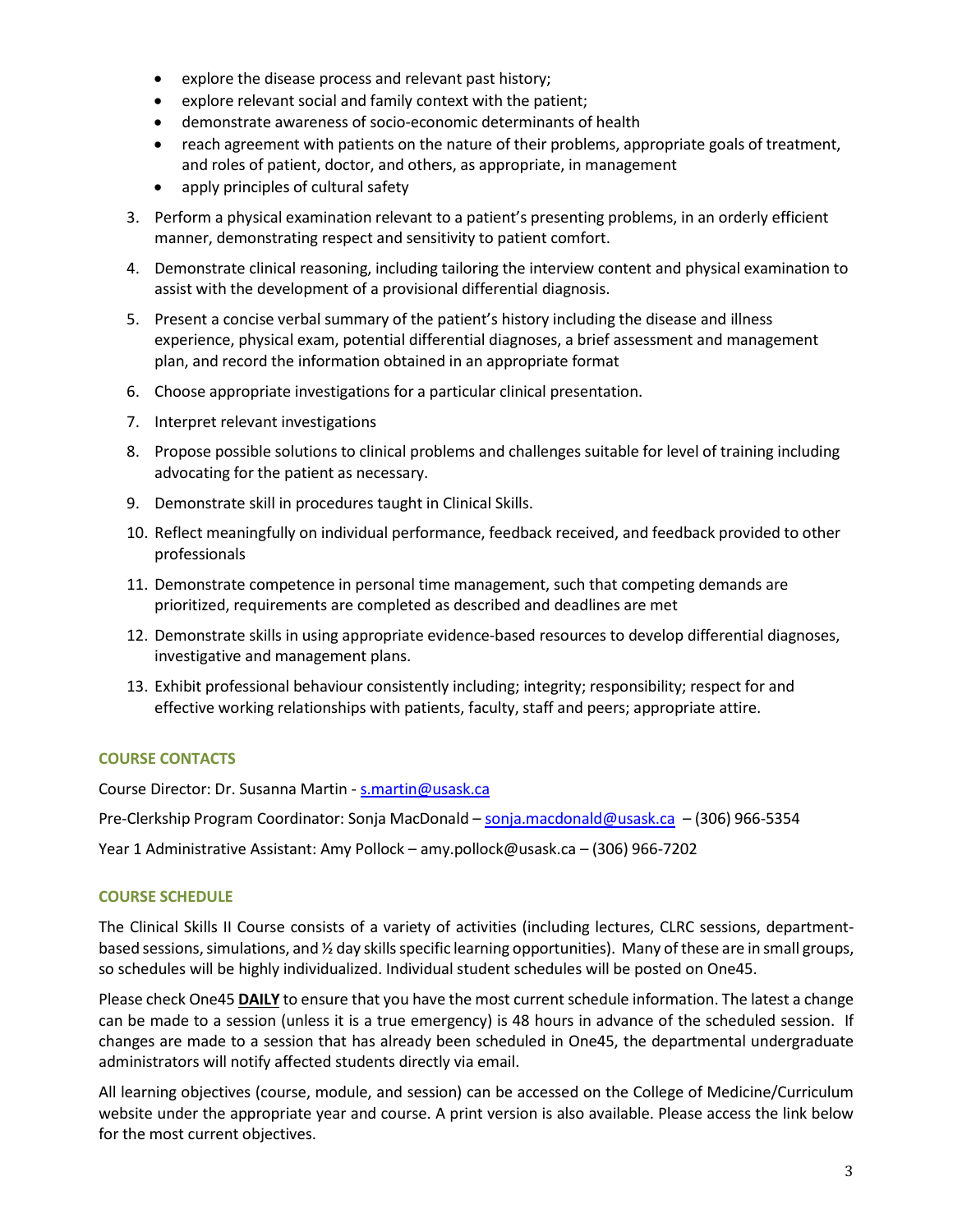- explore the disease process and relevant past history;
- explore relevant social and family context with the patient;
- demonstrate awareness of socio-economic determinants of health
- reach agreement with patients on the nature of their problems, appropriate goals of treatment, and roles of patient, doctor, and others, as appropriate, in management
- apply principles of cultural safety

3. Perform a physical examination relevant to a patient's presenting problems, in an orderly efficient manner, demonstrating respect and sensitivity to patient comfort.
4. Demonstrate clinical reasoning, including tailoring the interview content and physical examination to assist with the development of a provisional differential diagnosis.
5. Present a concise verbal summary of the patient's history including the disease and illness experience, physical exam, potential differential diagnoses, a brief assessment and management plan, and record the information obtained in an appropriate format
6. Choose appropriate investigations for a particular clinical presentation.
7. Interpret relevant investigations
8. Propose possible solutions to clinical problems and challenges suitable for level of training including advocating for the patient as necessary.
9. Demonstrate skill in procedures taught in Clinical Skills.
10. Reflect meaningfully on individual performance, feedback received, and feedback provided to other professionals
11. Demonstrate competence in personal time management, such that competing demands are prioritized, requirements are completed as described and deadlines are met
12. Demonstrate skills in using appropriate evidence-based resources to develop differential diagnoses, investigative and management plans.
13. Exhibit professional behaviour consistently including; integrity; responsibility; respect for and effective working relationships with patients, faculty, staff and peers; appropriate attire.

## COURSE CONTACTS

Course Director: Dr. Susanna Martin - s.martin@usask.ca

Pre-Clerkship Program Coordinator: Sonja MacDonald – sonja.macdonald@usask.ca – (306) 966-5354

Year 1 Administrative Assistant: Amy Pollock – amy.pollock@usask.ca – (306) 966-7202

## COURSE SCHEDULE

The Clinical Skills II Course consists of a variety of activities (including lectures, CLRC sessions, department-based sessions, simulations, and ½ day skills specific learning opportunities). Many of these are in small groups, so schedules will be highly individualized. Individual student schedules will be posted on One45.

Please check One45 **DAILY** to ensure that you have the most current schedule information. The latest a change can be made to a session (unless it is a true emergency) is 48 hours in advance of the scheduled session. If changes are made to a session that has already been scheduled in One45, the departmental undergraduate administrators will notify affected students directly via email.

All learning objectives (course, module, and session) can be accessed on the College of Medicine/Curriculum website under the appropriate year and course. A print version is also available. Please access the link below for the most current objectives.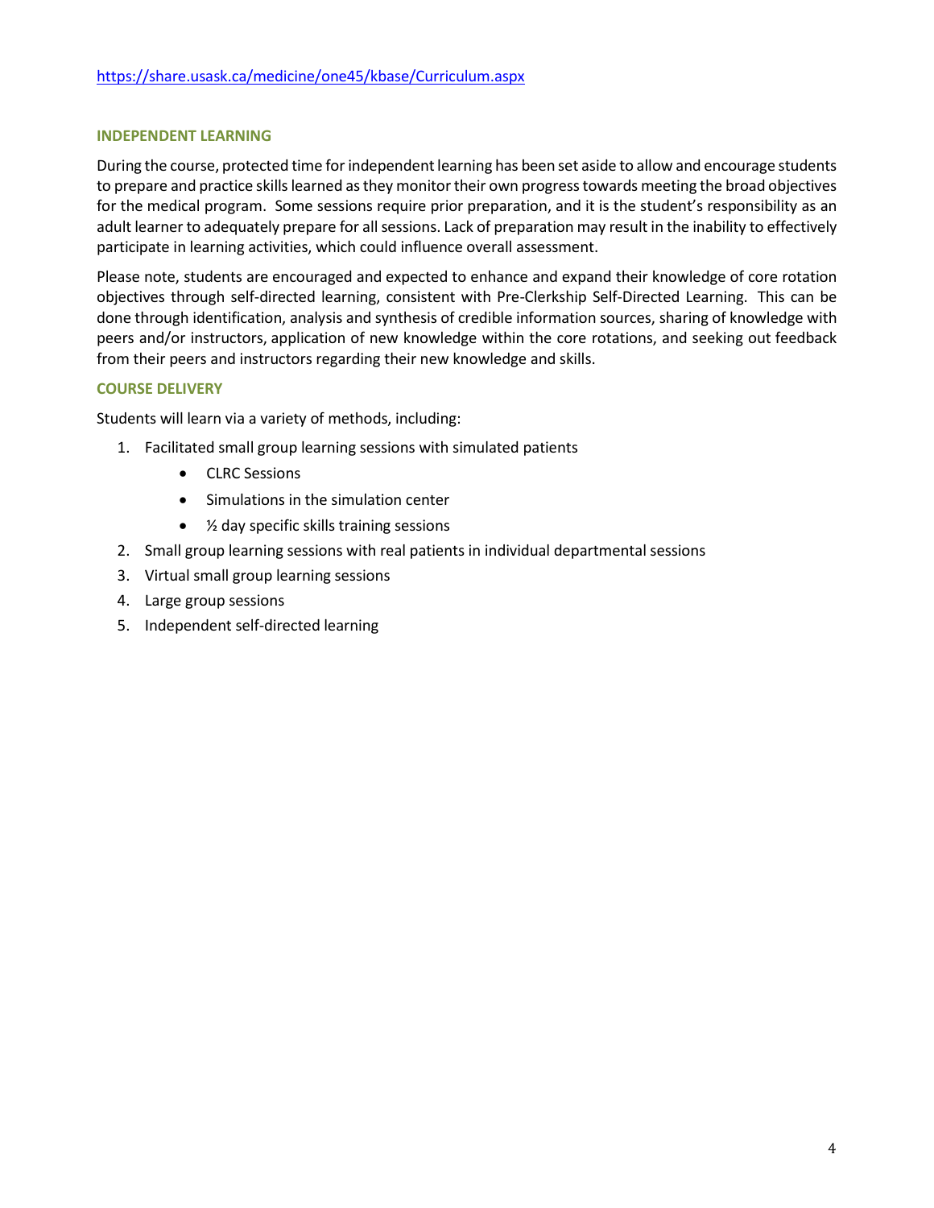https://share.usask.ca/medicine/one45/kbase/Curriculum.aspx

## INDEPENDENT LEARNING

During the course, protected time for independent learning has been set aside to allow and encourage students to prepare and practice skills learned as they monitor their own progress towards meeting the broad objectives for the medical program. Some sessions require prior preparation, and it is the student's responsibility as an adult learner to adequately prepare for all sessions. Lack of preparation may result in the inability to effectively participate in learning activities, which could influence overall assessment.

Please note, students are encouraged and expected to enhance and expand their knowledge of core rotation objectives through self-directed learning, consistent with Pre-Clerkship Self-Directed Learning. This can be done through identification, analysis and synthesis of credible information sources, sharing of knowledge with peers and/or instructors, application of new knowledge within the core rotations, and seeking out feedback from their peers and instructors regarding their new knowledge and skills.

## COURSE DELIVERY

Students will learn via a variety of methods, including:

1. Facilitated small group learning sessions with simulated patients
   - CLRC Sessions
   - Simulations in the simulation center
   - ½ day specific skills training sessions
2. Small group learning sessions with real patients in individual departmental sessions
3. Virtual small group learning sessions
4. Large group sessions
5. Independent self-directed learning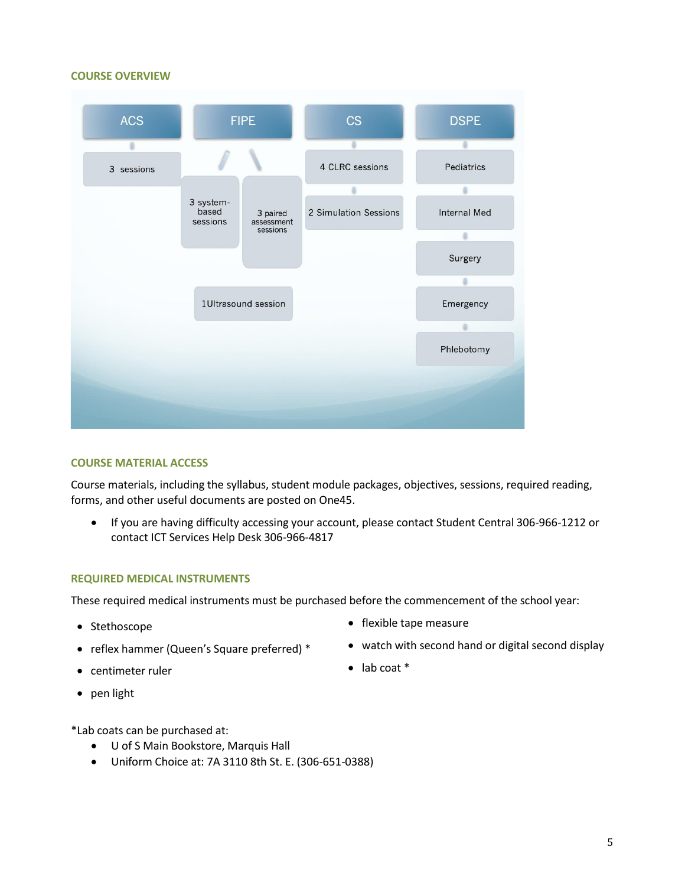## COURSE OVERVIEW

- **ACS**
  - 3 sessions
- **FIPE**
  - 3 system-based sessions
  - 3 paired assessment sessions
  - 1Ultrasound session
- **CS**
  - 4 CLRC sessions
  - 2 Simulation Sessions
- **DSPE**
  - Pediatrics
  - Internal Med
  - Surgery
  - Emergency
  - Phlebotomy

## COURSE MATERIAL ACCESS

Course materials, including the syllabus, student module packages, objectives, sessions, required reading, forms, and other useful documents are posted on One45.

- If you are having difficulty accessing your account, please contact Student Central 306-966-1212 or contact ICT Services Help Desk 306-966-4817

## REQUIRED MEDICAL INSTRUMENTS

These required medical instruments must be purchased before the commencement of the school year:

- Stethoscope
- reflex hammer (Queen's Square preferred) *
- centimeter ruler
- pen light
- flexible tape measure
- watch with second hand or digital second display
- lab coat *

*Lab coats can be purchased at:

- U of S Main Bookstore, Marquis Hall
- Uniform Choice at: 7A 3110 8th St. E. (306-651-0388)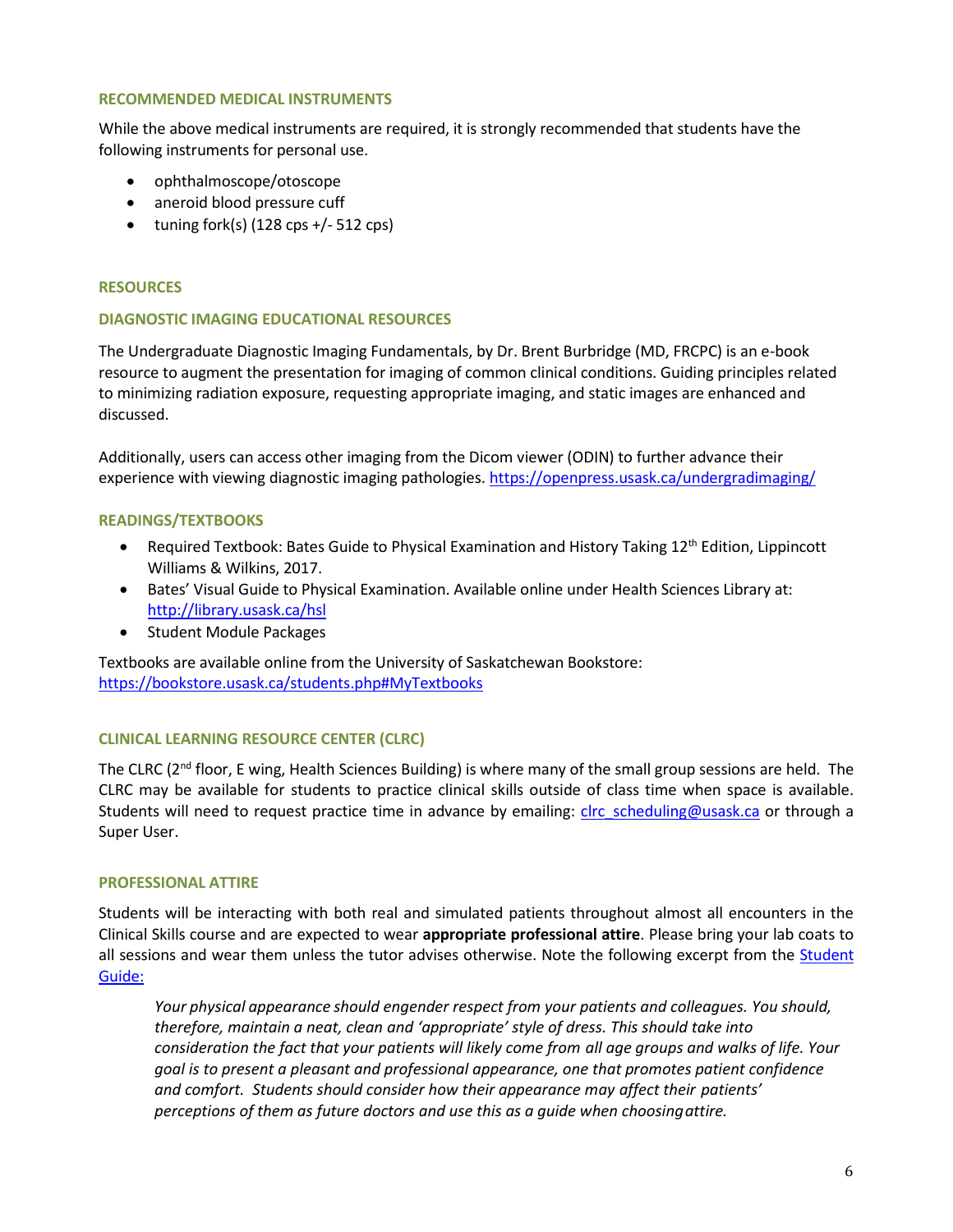### RECOMMENDED MEDICAL INSTRUMENTS

While the above medical instruments are required, it is strongly recommended that students have the following instruments for personal use.

- ophthalmoscope/otoscope
- aneroid blood pressure cuff
- tuning fork(s) (128 cps +/- 512 cps)

### RESOURCES

### DIAGNOSTIC IMAGING EDUCATIONAL RESOURCES

The Undergraduate Diagnostic Imaging Fundamentals, by Dr. Brent Burbridge (MD, FRCPC) is an e-book resource to augment the presentation for imaging of common clinical conditions. Guiding principles related to minimizing radiation exposure, requesting appropriate imaging, and static images are enhanced and discussed.

Additionally, users can access other imaging from the Dicom viewer (ODIN) to further advance their experience with viewing diagnostic imaging pathologies. https://openpress.usask.ca/undergradimaging/

### READINGS/TEXTBOOKS

- Required Textbook: Bates Guide to Physical Examination and History Taking 12th Edition, Lippincott Williams & Wilkins, 2017.
- Bates' Visual Guide to Physical Examination. Available online under Health Sciences Library at: http://library.usask.ca/hsl
- Student Module Packages

Textbooks are available online from the University of Saskatchewan Bookstore: https://bookstore.usask.ca/students.php#MyTextbooks

### CLINICAL LEARNING RESOURCE CENTER (CLRC)

The CLRC (2nd floor, E wing, Health Sciences Building) is where many of the small group sessions are held. The CLRC may be available for students to practice clinical skills outside of class time when space is available. Students will need to request practice time in advance by emailing: clrc_scheduling@usask.ca or through a Super User.

### PROFESSIONAL ATTIRE

Students will be interacting with both real and simulated patients throughout almost all encounters in the Clinical Skills course and are expected to wear **appropriate professional attire**. Please bring your lab coats to all sessions and wear them unless the tutor advises otherwise. Note the following excerpt from the Student Guide:

> *Your physical appearance should engender respect from your patients and colleagues. You should, therefore, maintain a neat, clean and 'appropriate' style of dress. This should take into consideration the fact that your patients will likely come from all age groups and walks of life. Your goal is to present a pleasant and professional appearance, one that promotes patient confidence and comfort. Students should consider how their appearance may affect their patients' perceptions of them as future doctors and use this as a guide when choosing attire.*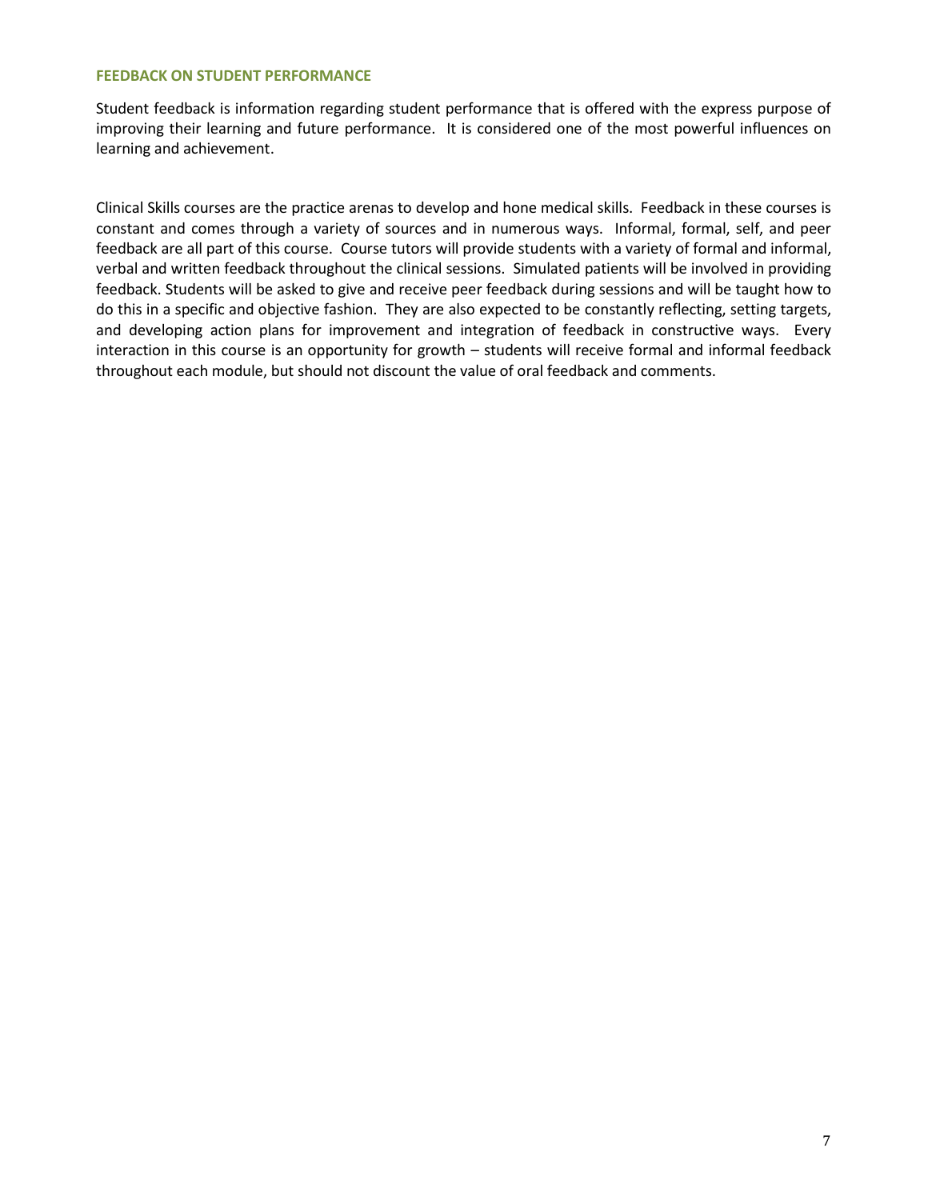## FEEDBACK ON STUDENT PERFORMANCE

Student feedback is information regarding student performance that is offered with the express purpose of improving their learning and future performance. It is considered one of the most powerful influences on learning and achievement.

Clinical Skills courses are the practice arenas to develop and hone medical skills. Feedback in these courses is constant and comes through a variety of sources and in numerous ways. Informal, formal, self, and peer feedback are all part of this course. Course tutors will provide students with a variety of formal and informal, verbal and written feedback throughout the clinical sessions. Simulated patients will be involved in providing feedback. Students will be asked to give and receive peer feedback during sessions and will be taught how to do this in a specific and objective fashion. They are also expected to be constantly reflecting, setting targets, and developing action plans for improvement and integration of feedback in constructive ways. Every interaction in this course is an opportunity for growth – students will receive formal and informal feedback throughout each module, but should not discount the value of oral feedback and comments.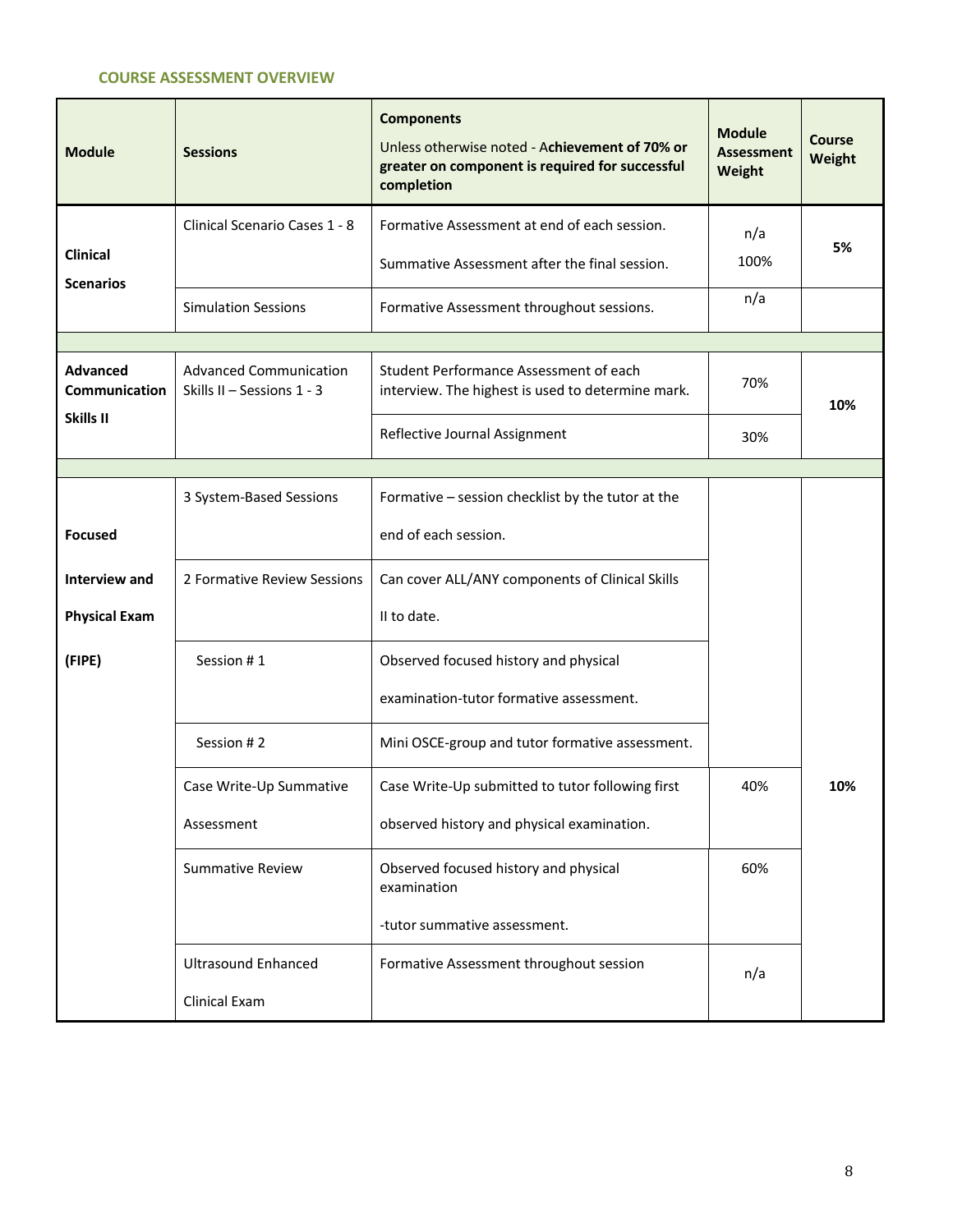## COURSE ASSESSMENT OVERVIEW

| Module | Sessions | Components<br>Unless otherwise noted - **Achievement of 70% or greater on component is required for successful completion** | Module Assessment Weight | Course Weight |
|---|---|---|---|---|
| **Clinical Scenarios** | Clinical Scenario Cases 1 - 8 | Formative Assessment at end of each session.<br>Summative Assessment after the final session. | n/a<br>100% | **5%** |
| | Simulation Sessions | Formative Assessment throughout sessions. | n/a | |
| | | | | |
| **Advanced Communication Skills II** | Advanced Communication Skills II – Sessions 1 - 3 | Student Performance Assessment of each interview. The highest is used to determine mark. | 70% | **10%** |
| | | Reflective Journal Assignment | 30% | |
| | | | | |
| **Focused Interview and Physical Exam (FIPE)** | 3 System-Based Sessions | Formative – session checklist by the tutor at the end of each session. | | **10%** |
| | 2 Formative Review Sessions | Can cover ALL/ANY components of Clinical Skills II to date. | | |
| | Session # 1 | Observed focused history and physical examination-tutor formative assessment. | | |
| | Session # 2 | Mini OSCE-group and tutor formative assessment. | | |
| | Case Write-Up Summative Assessment | Case Write-Up submitted to tutor following first observed history and physical examination. | 40% | |
| | Summative Review | Observed focused history and physical examination<br>-tutor summative assessment. | 60% | |
| | Ultrasound Enhanced Clinical Exam | Formative Assessment throughout session | n/a | |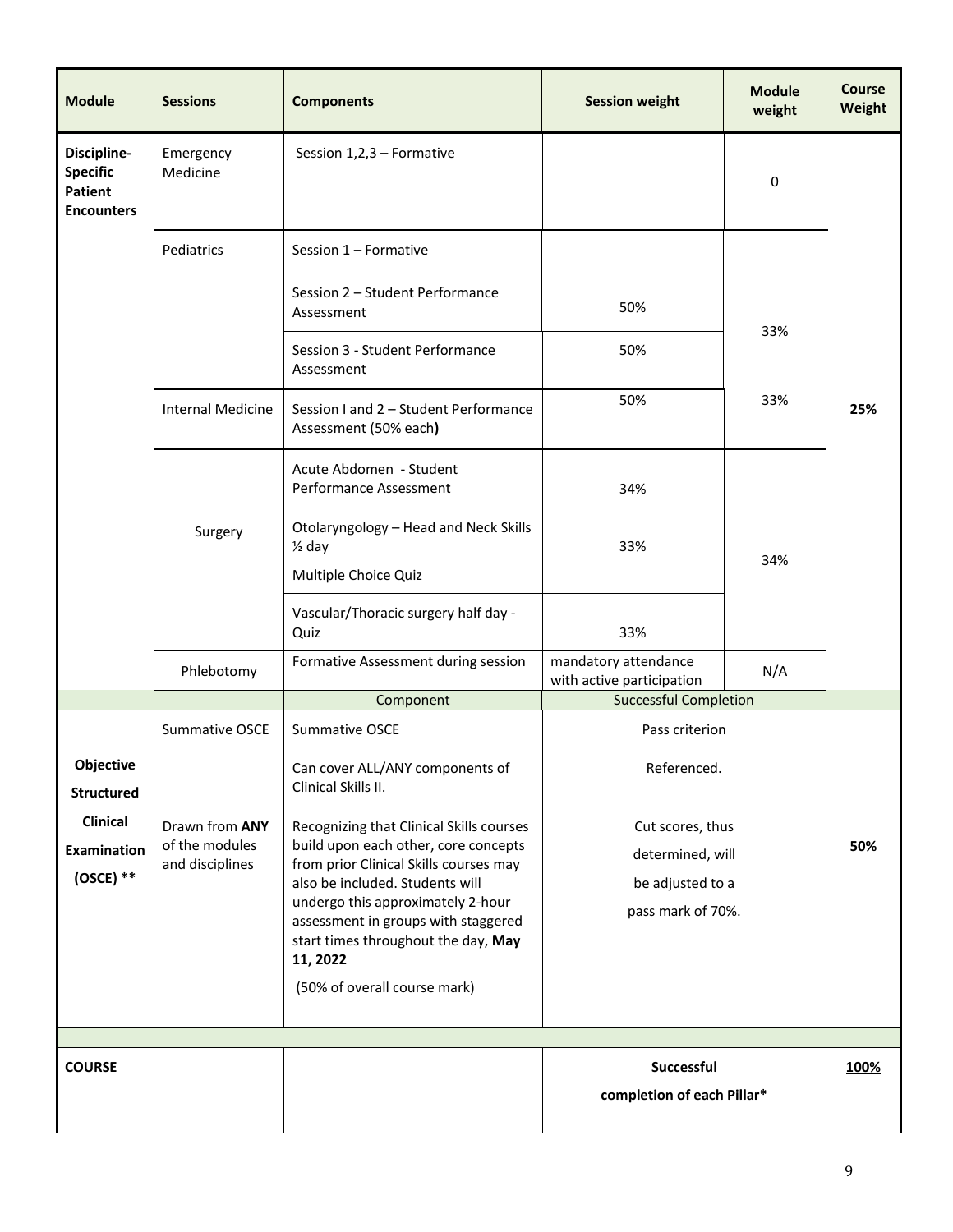| Module | Sessions | Components | Session weight | Module weight | Course Weight |
|---|---|---|---|---|---|
| **Discipline-Specific Patient Encounters** | Emergency Medicine | Session 1,2,3 – Formative | | 0 | **25%** |
| | Pediatrics | Session 1 – Formative | | 33% | |
| | | Session 2 – Student Performance Assessment | 50% | | |
| | | Session 3 - Student Performance Assessment | 50% | | |
| | Internal Medicine | Session I and 2 – Student Performance Assessment (50% each**)** | 50% | 33% | |
| | Surgery | Acute Abdomen - Student Performance Assessment | 34% | 34% | |
| | | Otolaryngology – Head and Neck Skills ½ day<br>Multiple Choice Quiz | 33% | | |
| | | Vascular/Thoracic surgery half day - Quiz | 33% | | |
| | Phlebotomy | Formative Assessment during session | mandatory attendance with active participation | N/A | |
| | | Component | Successful Completion | | |
| **Objective Structured Clinical Examination (OSCE) \*\*** | Summative OSCE | Summative OSCE<br>Can cover ALL/ANY components of Clinical Skills II. | Pass criterion Referenced. | | **50%** |
| | Drawn from **ANY** of the modules and disciplines | Recognizing that Clinical Skills courses build upon each other, core concepts from prior Clinical Skills courses may also be included. Students will undergo this approximately 2-hour assessment in groups with staggered start times throughout the day, **May 11, 2022**<br>(50% of overall course mark) | Cut scores, thus determined, will be adjusted to a pass mark of 70%. | | |
| | | | | | |
| **COURSE** | | | **Successful completion of each Pillar\*** | | **<u>100%</u>** |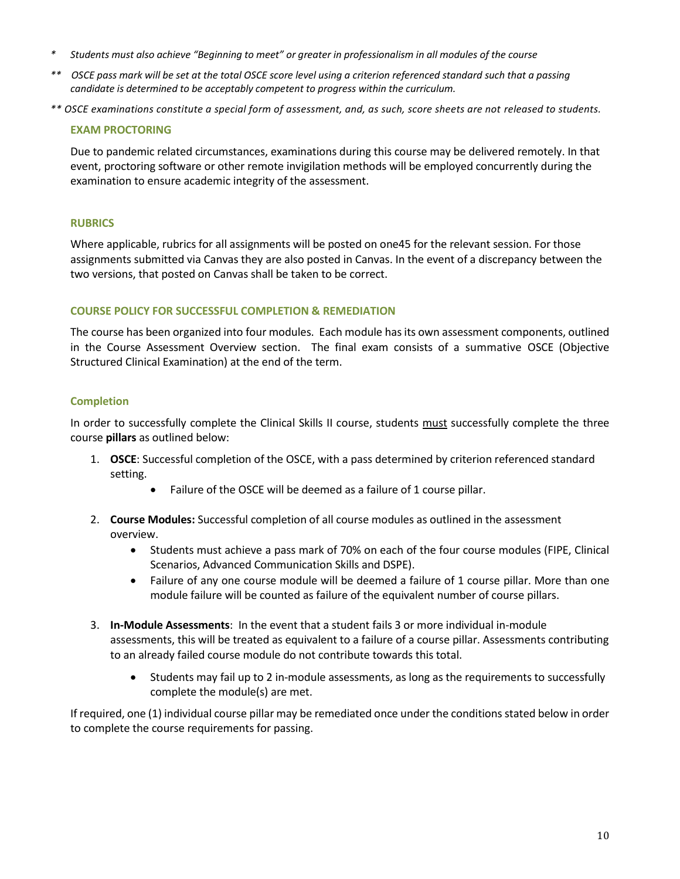*     *Students must also achieve "Beginning to meet" or greater in professionalism in all modules of the course*

**     *OSCE pass mark will be set at the total OSCE score level using a criterion referenced standard such that a passing candidate is determined to be acceptably competent to progress within the curriculum.*

** *OSCE examinations constitute a special form of assessment, and, as such, score sheets are not released to students.*

### EXAM PROCTORING

Due to pandemic related circumstances, examinations during this course may be delivered remotely. In that event, proctoring software or other remote invigilation methods will be employed concurrently during the examination to ensure academic integrity of the assessment.

### RUBRICS

Where applicable, rubrics for all assignments will be posted on one45 for the relevant session. For those assignments submitted via Canvas they are also posted in Canvas. In the event of a discrepancy between the two versions, that posted on Canvas shall be taken to be correct.

### COURSE POLICY FOR SUCCESSFUL COMPLETION & REMEDIATION

The course has been organized into four modules. Each module has its own assessment components, outlined in the Course Assessment Overview section. The final exam consists of a summative OSCE (Objective Structured Clinical Examination) at the end of the term.

#### Completion

In order to successfully complete the Clinical Skills II course, students must successfully complete the three course **pillars** as outlined below:

1. **OSCE**: Successful completion of the OSCE, with a pass determined by criterion referenced standard setting.
    - Failure of the OSCE will be deemed as a failure of 1 course pillar.
2. **Course Modules:** Successful completion of all course modules as outlined in the assessment overview.
    - Students must achieve a pass mark of 70% on each of the four course modules (FIPE, Clinical Scenarios, Advanced Communication Skills and DSPE).
    - Failure of any one course module will be deemed a failure of 1 course pillar. More than one module failure will be counted as failure of the equivalent number of course pillars.
3. **In-Module Assessments**: In the event that a student fails 3 or more individual in-module assessments, this will be treated as equivalent to a failure of a course pillar. Assessments contributing to an already failed course module do not contribute towards this total.
    - Students may fail up to 2 in-module assessments, as long as the requirements to successfully complete the module(s) are met.

If required, one (1) individual course pillar may be remediated once under the conditions stated below in order to complete the course requirements for passing.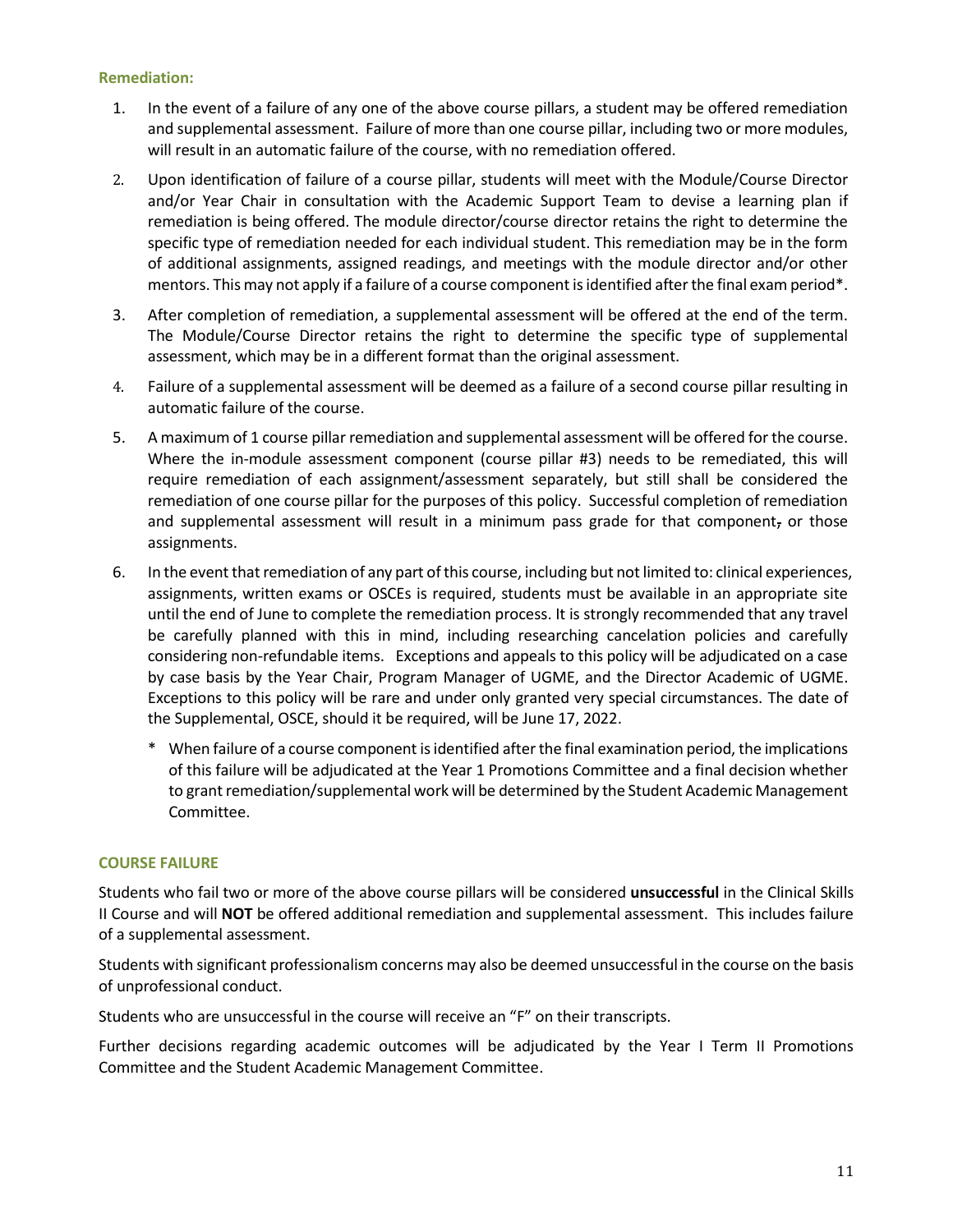### Remediation:

1. In the event of a failure of any one of the above course pillars, a student may be offered remediation and supplemental assessment. Failure of more than one course pillar, including two or more modules, will result in an automatic failure of the course, with no remediation offered.
2. Upon identification of failure of a course pillar, students will meet with the Module/Course Director and/or Year Chair in consultation with the Academic Support Team to devise a learning plan if remediation is being offered. The module director/course director retains the right to determine the specific type of remediation needed for each individual student. This remediation may be in the form of additional assignments, assigned readings, and meetings with the module director and/or other mentors. This may not apply if a failure of a course component is identified after the final exam period*.
3. After completion of remediation, a supplemental assessment will be offered at the end of the term. The Module/Course Director retains the right to determine the specific type of supplemental assessment, which may be in a different format than the original assessment.
4. Failure of a supplemental assessment will be deemed as a failure of a second course pillar resulting in automatic failure of the course.
5. A maximum of 1 course pillar remediation and supplemental assessment will be offered for the course. Where the in-module assessment component (course pillar #3) needs to be remediated, this will require remediation of each assignment/assessment separately, but still shall be considered the remediation of one course pillar for the purposes of this policy. Successful completion of remediation and supplemental assessment will result in a minimum pass grade for that component~~,~~ or those assignments.
6. In the event that remediation of any part of this course, including but not limited to: clinical experiences, assignments, written exams or OSCEs is required, students must be available in an appropriate site until the end of June to complete the remediation process. It is strongly recommended that any travel be carefully planned with this in mind, including researching cancelation policies and carefully considering non-refundable items. Exceptions and appeals to this policy will be adjudicated on a case by case basis by the Year Chair, Program Manager of UGME, and the Director Academic of UGME. Exceptions to this policy will be rare and under only granted very special circumstances. The date of the Supplemental, OSCE, should it be required, will be June 17, 2022.

   \* When failure of a course component is identified after the final examination period, the implications of this failure will be adjudicated at the Year 1 Promotions Committee and a final decision whether to grant remediation/supplemental work will be determined by the Student Academic Management Committee.

### COURSE FAILURE

Students who fail two or more of the above course pillars will be considered **unsuccessful** in the Clinical Skills II Course and will **NOT** be offered additional remediation and supplemental assessment. This includes failure of a supplemental assessment.

Students with significant professionalism concerns may also be deemed unsuccessful in the course on the basis of unprofessional conduct.

Students who are unsuccessful in the course will receive an "F" on their transcripts.

Further decisions regarding academic outcomes will be adjudicated by the Year I Term II Promotions Committee and the Student Academic Management Committee.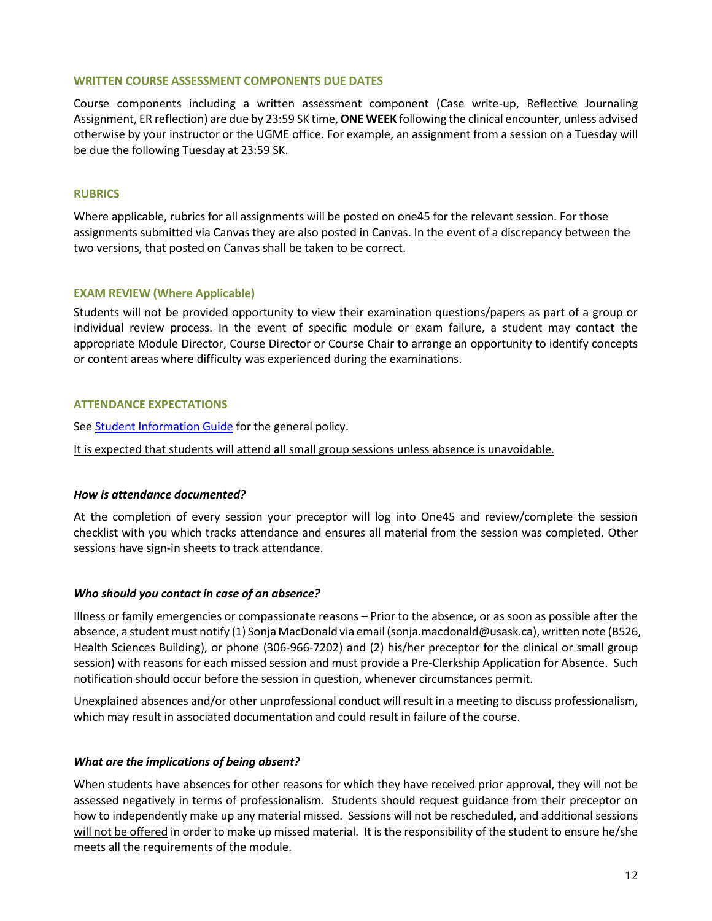## WRITTEN COURSE ASSESSMENT COMPONENTS DUE DATES

Course components including a written assessment component (Case write-up, Reflective Journaling Assignment, ER reflection) are due by 23:59 SK time, **ONE WEEK** following the clinical encounter, unless advised otherwise by your instructor or the UGME office. For example, an assignment from a session on a Tuesday will be due the following Tuesday at 23:59 SK.

## RUBRICS

Where applicable, rubrics for all assignments will be posted on one45 for the relevant session. For those assignments submitted via Canvas they are also posted in Canvas. In the event of a discrepancy between the two versions, that posted on Canvas shall be taken to be correct.

## EXAM REVIEW (Where Applicable)

Students will not be provided opportunity to view their examination questions/papers as part of a group or individual review process. In the event of specific module or exam failure, a student may contact the appropriate Module Director, Course Director or Course Chair to arrange an opportunity to identify concepts or content areas where difficulty was experienced during the examinations.

## ATTENDANCE EXPECTATIONS

See [Student Information Guide] for the general policy.

It is expected that students will attend **all** small group sessions unless absence is unavoidable.

### *How is attendance documented?*

At the completion of every session your preceptor will log into One45 and review/complete the session checklist with you which tracks attendance and ensures all material from the session was completed. Other sessions have sign-in sheets to track attendance.

### *Who should you contact in case of an absence?*

Illness or family emergencies or compassionate reasons – Prior to the absence, or as soon as possible after the absence, a student must notify (1) Sonja MacDonald via email (sonja.macdonald@usask.ca), written note (B526, Health Sciences Building), or phone (306-966-7202) and (2) his/her preceptor for the clinical or small group session) with reasons for each missed session and must provide a Pre-Clerkship Application for Absence. Such notification should occur before the session in question, whenever circumstances permit.

Unexplained absences and/or other unprofessional conduct will result in a meeting to discuss professionalism, which may result in associated documentation and could result in failure of the course.

### *What are the implications of being absent?*

When students have absences for other reasons for which they have received prior approval, they will not be assessed negatively in terms of professionalism. Students should request guidance from their preceptor on how to independently make up any material missed. Sessions will not be rescheduled, and additional sessions will not be offered in order to make up missed material. It is the responsibility of the student to ensure he/she meets all the requirements of the module.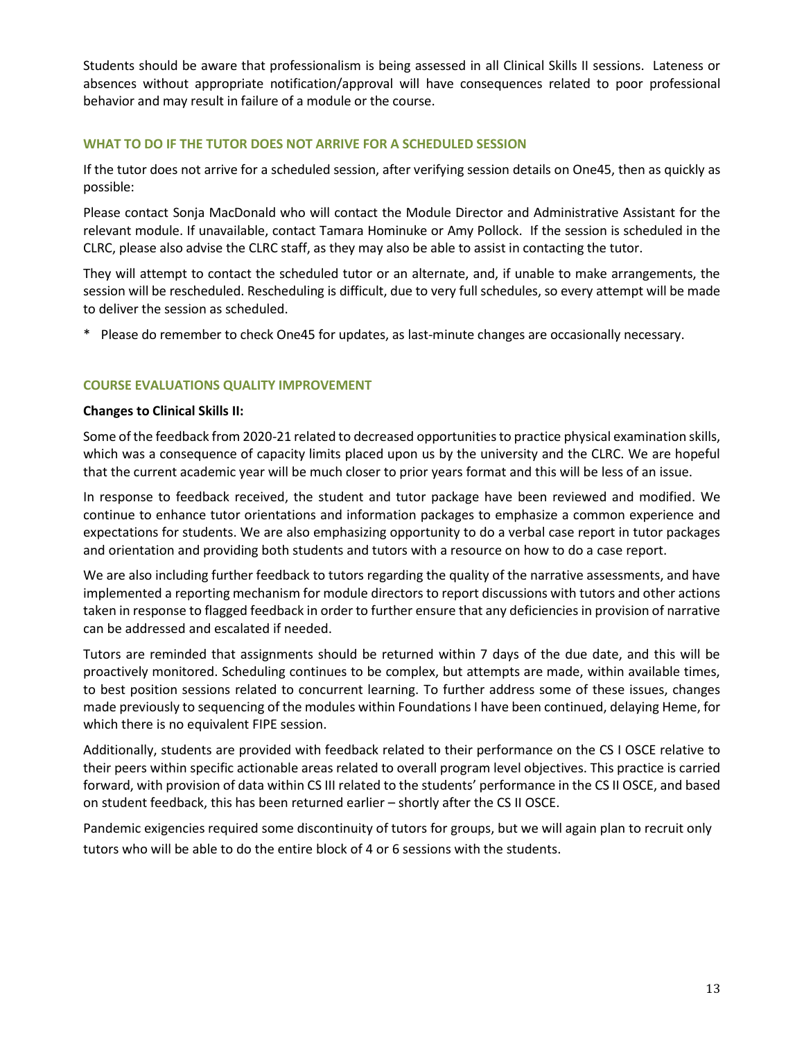Students should be aware that professionalism is being assessed in all Clinical Skills II sessions. Lateness or absences without appropriate notification/approval will have consequences related to poor professional behavior and may result in failure of a module or the course.

## WHAT TO DO IF THE TUTOR DOES NOT ARRIVE FOR A SCHEDULED SESSION

If the tutor does not arrive for a scheduled session, after verifying session details on One45, then as quickly as possible:

Please contact Sonja MacDonald who will contact the Module Director and Administrative Assistant for the relevant module. If unavailable, contact Tamara Hominuke or Amy Pollock. If the session is scheduled in the CLRC, please also advise the CLRC staff, as they may also be able to assist in contacting the tutor.

They will attempt to contact the scheduled tutor or an alternate, and, if unable to make arrangements, the session will be rescheduled. Rescheduling is difficult, due to very full schedules, so every attempt will be made to deliver the session as scheduled.

* Please do remember to check One45 for updates, as last-minute changes are occasionally necessary.

## COURSE EVALUATIONS QUALITY IMPROVEMENT

**Changes to Clinical Skills II:**

Some of the feedback from 2020-21 related to decreased opportunities to practice physical examination skills, which was a consequence of capacity limits placed upon us by the university and the CLRC. We are hopeful that the current academic year will be much closer to prior years format and this will be less of an issue.

In response to feedback received, the student and tutor package have been reviewed and modified. We continue to enhance tutor orientations and information packages to emphasize a common experience and expectations for students. We are also emphasizing opportunity to do a verbal case report in tutor packages and orientation and providing both students and tutors with a resource on how to do a case report.

We are also including further feedback to tutors regarding the quality of the narrative assessments, and have implemented a reporting mechanism for module directors to report discussions with tutors and other actions taken in response to flagged feedback in order to further ensure that any deficiencies in provision of narrative can be addressed and escalated if needed.

Tutors are reminded that assignments should be returned within 7 days of the due date, and this will be proactively monitored. Scheduling continues to be complex, but attempts are made, within available times, to best position sessions related to concurrent learning. To further address some of these issues, changes made previously to sequencing of the modules within Foundations I have been continued, delaying Heme, for which there is no equivalent FIPE session.

Additionally, students are provided with feedback related to their performance on the CS I OSCE relative to their peers within specific actionable areas related to overall program level objectives. This practice is carried forward, with provision of data within CS III related to the students' performance in the CS II OSCE, and based on student feedback, this has been returned earlier – shortly after the CS II OSCE.

Pandemic exigencies required some discontinuity of tutors for groups, but we will again plan to recruit only tutors who will be able to do the entire block of 4 or 6 sessions with the students.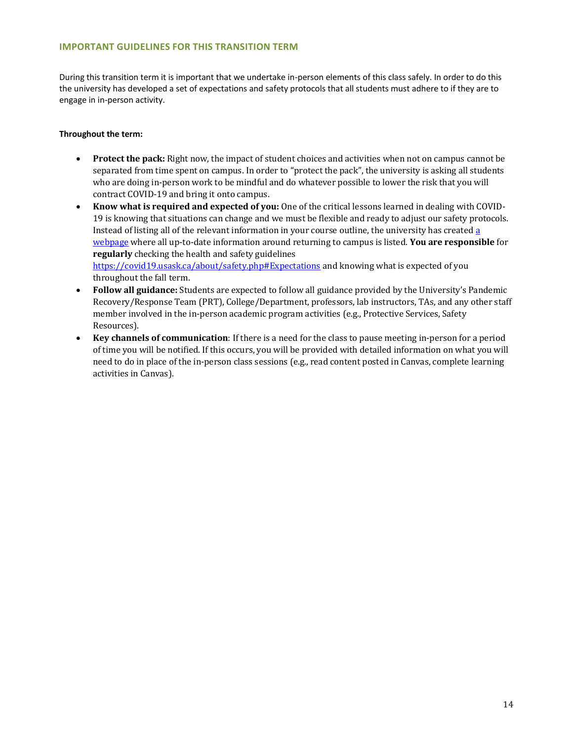## IMPORTANT GUIDELINES FOR THIS TRANSITION TERM

During this transition term it is important that we undertake in-person elements of this class safely. In order to do this the university has developed a set of expectations and safety protocols that all students must adhere to if they are to engage in in-person activity.

**Throughout the term:**

- **Protect the pack:** Right now, the impact of student choices and activities when not on campus cannot be separated from time spent on campus. In order to "protect the pack", the university is asking all students who are doing in-person work to be mindful and do whatever possible to lower the risk that you will contract COVID-19 and bring it onto campus.
- **Know what is required and expected of you:** One of the critical lessons learned in dealing with COVID-19 is knowing that situations can change and we must be flexible and ready to adjust our safety protocols. Instead of listing all of the relevant information in your course outline, the university has created a webpage where all up-to-date information around returning to campus is listed. **You are responsible** for **regularly** checking the health and safety guidelines https://covid19.usask.ca/about/safety.php#Expectations and knowing what is expected of you throughout the fall term.
- **Follow all guidance:** Students are expected to follow all guidance provided by the University's Pandemic Recovery/Response Team (PRT), College/Department, professors, lab instructors, TAs, and any other staff member involved in the in-person academic program activities (e.g., Protective Services, Safety Resources).
- **Key channels of communication**: If there is a need for the class to pause meeting in-person for a period of time you will be notified. If this occurs, you will be provided with detailed information on what you will need to do in place of the in-person class sessions (e.g., read content posted in Canvas, complete learning activities in Canvas).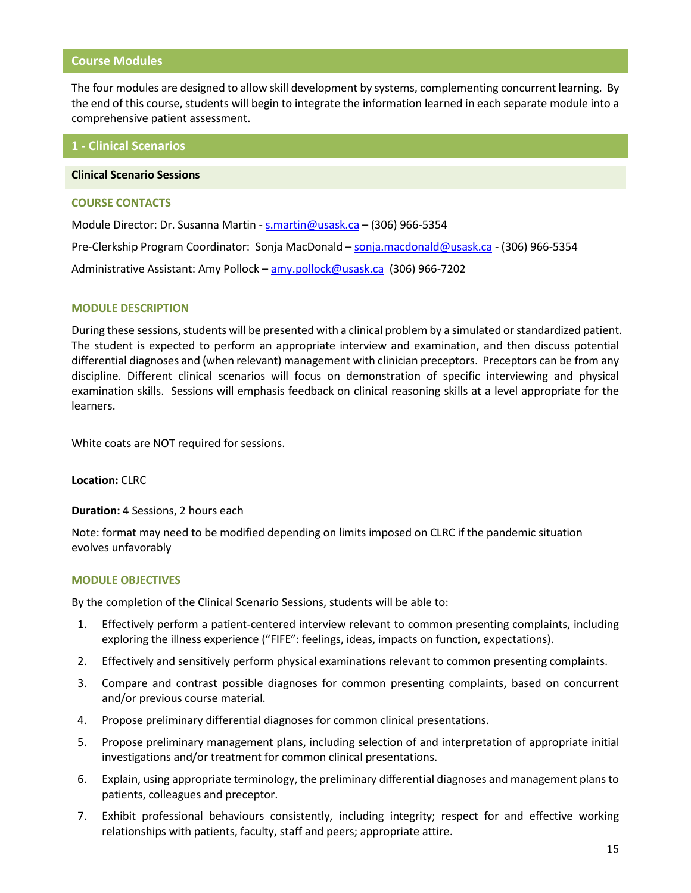## Course Modules

The four modules are designed to allow skill development by systems, complementing concurrent learning. By the end of this course, students will begin to integrate the information learned in each separate module into a comprehensive patient assessment.

## 1 - Clinical Scenarios

### Clinical Scenario Sessions

#### COURSE CONTACTS

Module Director: Dr. Susanna Martin - s.martin@usask.ca – (306) 966-5354

Pre-Clerkship Program Coordinator: Sonja MacDonald – sonja.macdonald@usask.ca - (306) 966-5354

Administrative Assistant: Amy Pollock – amy.pollock@usask.ca (306) 966-7202

#### MODULE DESCRIPTION

During these sessions, students will be presented with a clinical problem by a simulated or standardized patient. The student is expected to perform an appropriate interview and examination, and then discuss potential differential diagnoses and (when relevant) management with clinician preceptors. Preceptors can be from any discipline. Different clinical scenarios will focus on demonstration of specific interviewing and physical examination skills. Sessions will emphasis feedback on clinical reasoning skills at a level appropriate for the learners.

White coats are NOT required for sessions.

**Location:** CLRC

**Duration:** 4 Sessions, 2 hours each

Note: format may need to be modified depending on limits imposed on CLRC if the pandemic situation evolves unfavorably

#### MODULE OBJECTIVES

By the completion of the Clinical Scenario Sessions, students will be able to:

1. Effectively perform a patient-centered interview relevant to common presenting complaints, including exploring the illness experience ("FIFE": feelings, ideas, impacts on function, expectations).
2. Effectively and sensitively perform physical examinations relevant to common presenting complaints.
3. Compare and contrast possible diagnoses for common presenting complaints, based on concurrent and/or previous course material.
4. Propose preliminary differential diagnoses for common clinical presentations.
5. Propose preliminary management plans, including selection of and interpretation of appropriate initial investigations and/or treatment for common clinical presentations.
6. Explain, using appropriate terminology, the preliminary differential diagnoses and management plans to patients, colleagues and preceptor.
7. Exhibit professional behaviours consistently, including integrity; respect for and effective working relationships with patients, faculty, staff and peers; appropriate attire.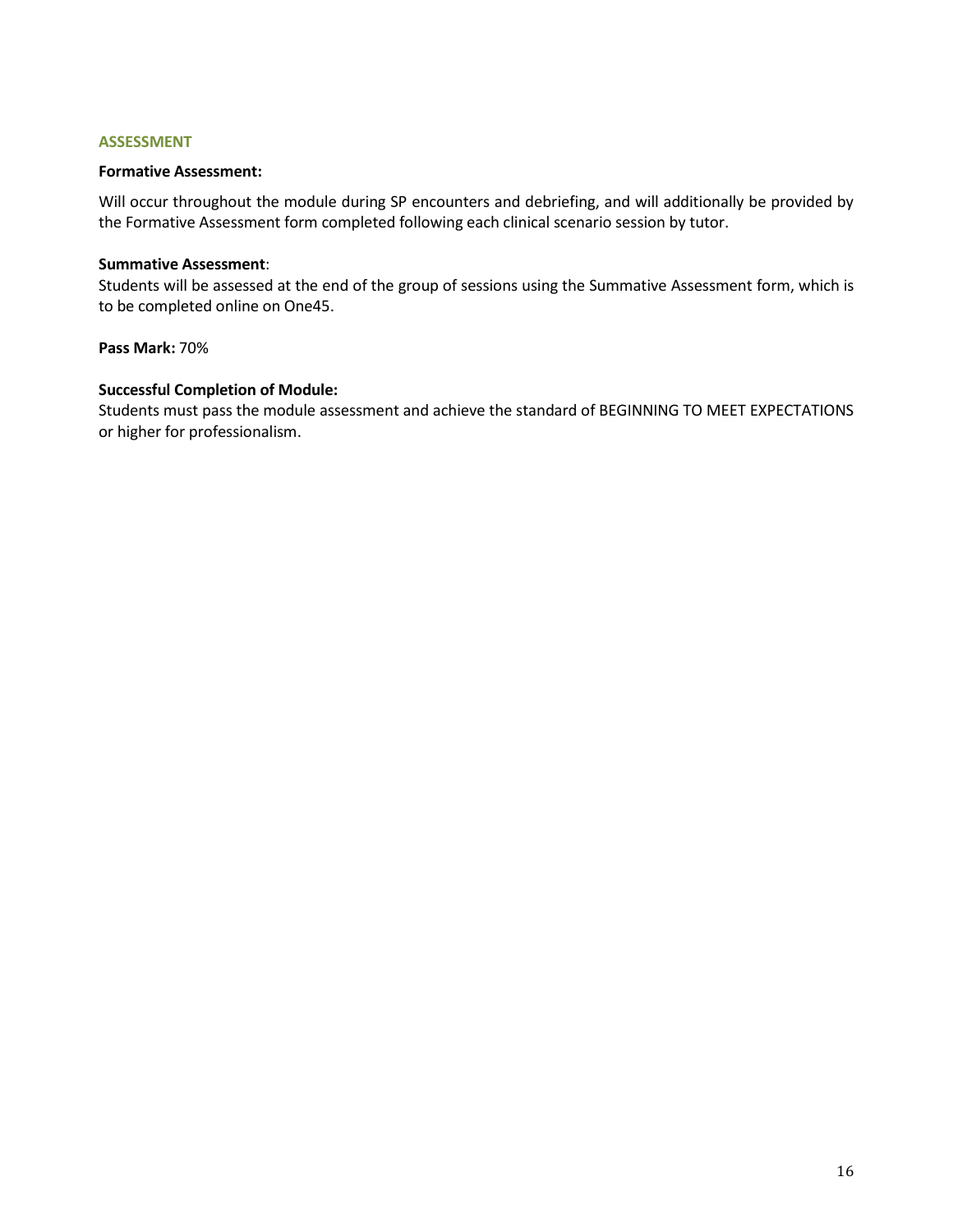## ASSESSMENT

**Formative Assessment:**

Will occur throughout the module during SP encounters and debriefing, and will additionally be provided by the Formative Assessment form completed following each clinical scenario session by tutor.

**Summative Assessment**:
Students will be assessed at the end of the group of sessions using the Summative Assessment form, which is to be completed online on One45.

**Pass Mark:** 70%

**Successful Completion of Module:**
Students must pass the module assessment and achieve the standard of BEGINNING TO MEET EXPECTATIONS or higher for professionalism.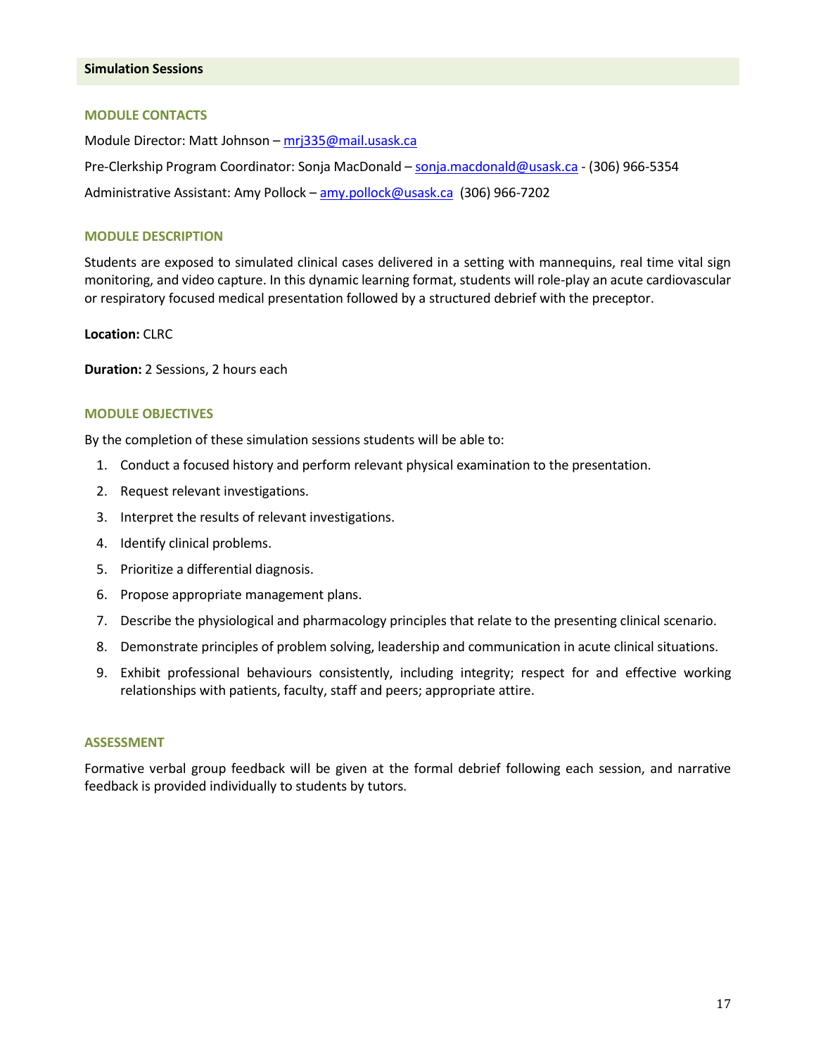## Simulation Sessions

### MODULE CONTACTS

Module Director: Matt Johnson – mrj335@mail.usask.ca

Pre-Clerkship Program Coordinator: Sonja MacDonald – sonja.macdonald@usask.ca - (306) 966-5354

Administrative Assistant: Amy Pollock – amy.pollock@usask.ca (306) 966-7202

### MODULE DESCRIPTION

Students are exposed to simulated clinical cases delivered in a setting with mannequins, real time vital sign monitoring, and video capture. In this dynamic learning format, students will role-play an acute cardiovascular or respiratory focused medical presentation followed by a structured debrief with the preceptor.

**Location:** CLRC

**Duration:** 2 Sessions, 2 hours each

### MODULE OBJECTIVES

By the completion of these simulation sessions students will be able to:

1. Conduct a focused history and perform relevant physical examination to the presentation.
2. Request relevant investigations.
3. Interpret the results of relevant investigations.
4. Identify clinical problems.
5. Prioritize a differential diagnosis.
6. Propose appropriate management plans.
7. Describe the physiological and pharmacology principles that relate to the presenting clinical scenario.
8. Demonstrate principles of problem solving, leadership and communication in acute clinical situations.
9. Exhibit professional behaviours consistently, including integrity; respect for and effective working relationships with patients, faculty, staff and peers; appropriate attire.

### ASSESSMENT

Formative verbal group feedback will be given at the formal debrief following each session, and narrative feedback is provided individually to students by tutors.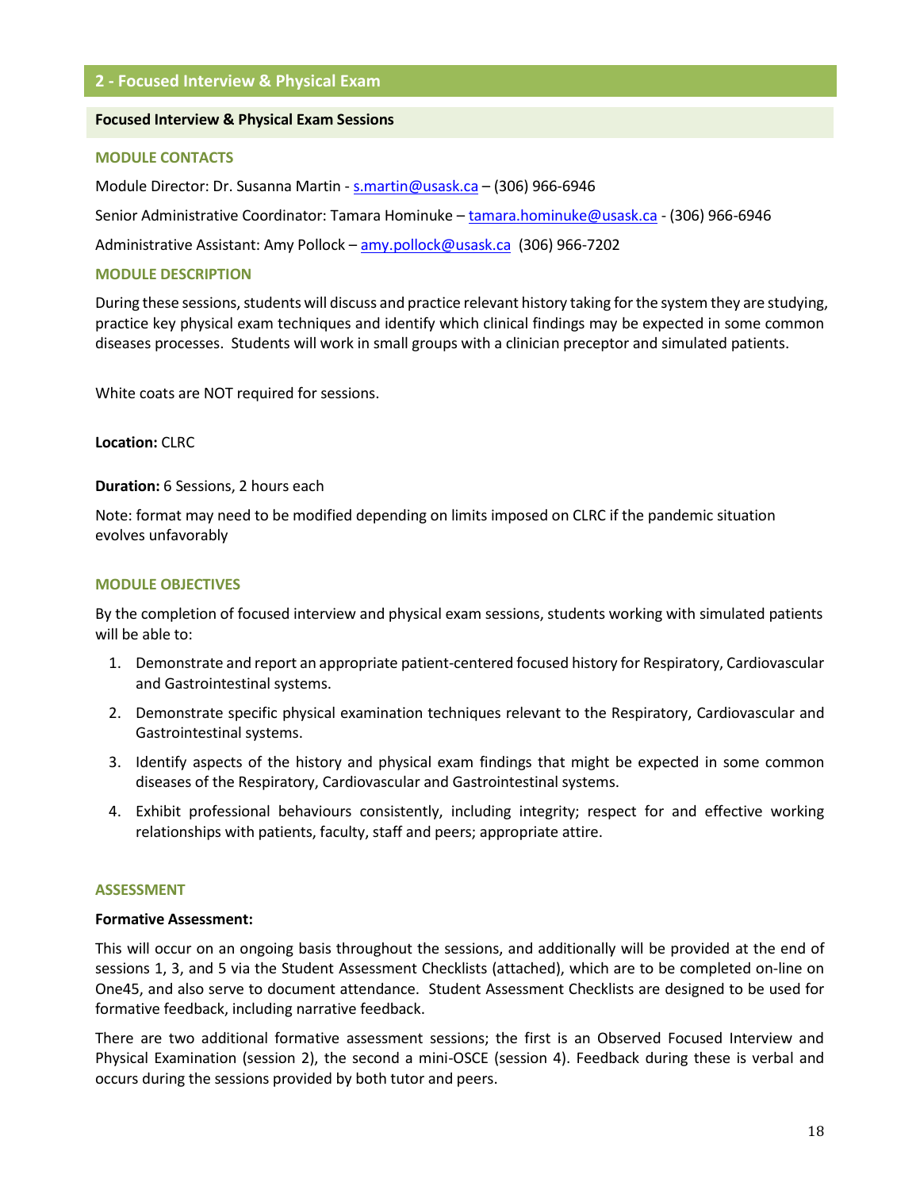## 2 - Focused Interview & Physical Exam

### Focused Interview & Physical Exam Sessions

#### MODULE CONTACTS

Module Director: Dr. Susanna Martin - s.martin@usask.ca – (306) 966-6946

Senior Administrative Coordinator: Tamara Hominuke – tamara.hominuke@usask.ca - (306) 966-6946

Administrative Assistant: Amy Pollock – amy.pollock@usask.ca (306) 966-7202

#### MODULE DESCRIPTION

During these sessions, students will discuss and practice relevant history taking for the system they are studying, practice key physical exam techniques and identify which clinical findings may be expected in some common diseases processes. Students will work in small groups with a clinician preceptor and simulated patients.

White coats are NOT required for sessions.

**Location:** CLRC

**Duration:** 6 Sessions, 2 hours each

Note: format may need to be modified depending on limits imposed on CLRC if the pandemic situation evolves unfavorably

#### MODULE OBJECTIVES

By the completion of focused interview and physical exam sessions, students working with simulated patients will be able to:

1. Demonstrate and report an appropriate patient-centered focused history for Respiratory, Cardiovascular and Gastrointestinal systems.
2. Demonstrate specific physical examination techniques relevant to the Respiratory, Cardiovascular and Gastrointestinal systems.
3. Identify aspects of the history and physical exam findings that might be expected in some common diseases of the Respiratory, Cardiovascular and Gastrointestinal systems.
4. Exhibit professional behaviours consistently, including integrity; respect for and effective working relationships with patients, faculty, staff and peers; appropriate attire.

#### ASSESSMENT

**Formative Assessment:**

This will occur on an ongoing basis throughout the sessions, and additionally will be provided at the end of sessions 1, 3, and 5 via the Student Assessment Checklists (attached), which are to be completed on-line on One45, and also serve to document attendance. Student Assessment Checklists are designed to be used for formative feedback, including narrative feedback.

There are two additional formative assessment sessions; the first is an Observed Focused Interview and Physical Examination (session 2), the second a mini-OSCE (session 4). Feedback during these is verbal and occurs during the sessions provided by both tutor and peers.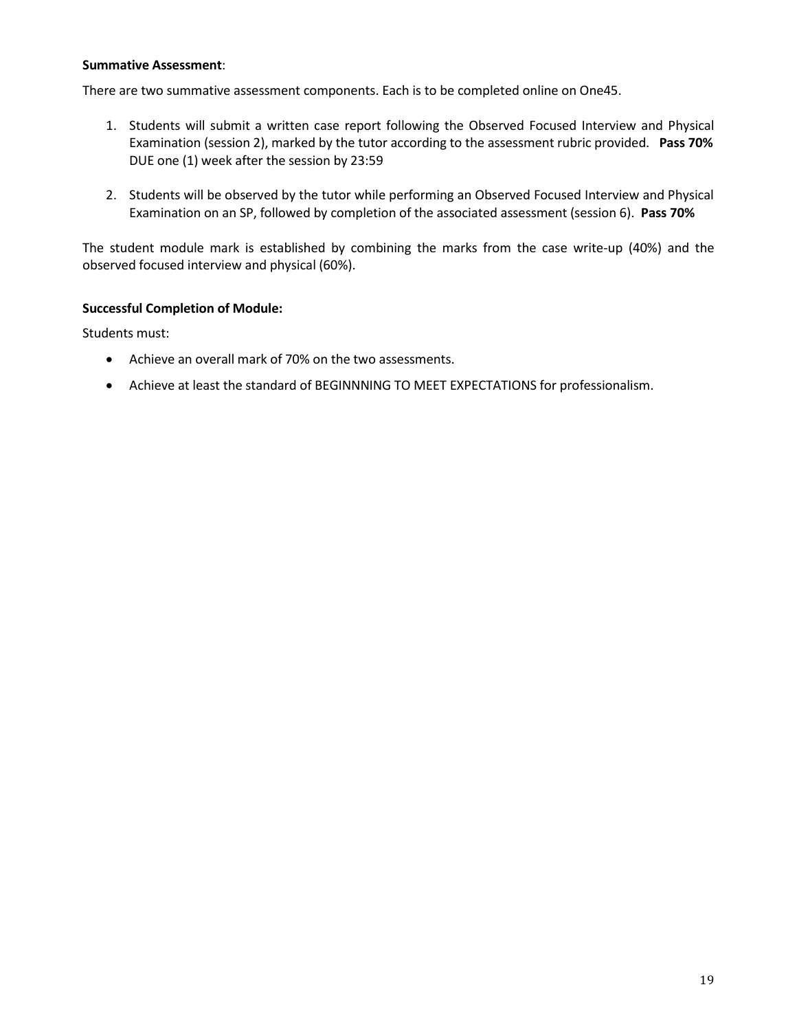**Summative Assessment**:

There are two summative assessment components. Each is to be completed online on One45.

1. Students will submit a written case report following the Observed Focused Interview and Physical Examination (session 2), marked by the tutor according to the assessment rubric provided. **Pass 70%** DUE one (1) week after the session by 23:59

2. Students will be observed by the tutor while performing an Observed Focused Interview and Physical Examination on an SP, followed by completion of the associated assessment (session 6). **Pass 70%**

The student module mark is established by combining the marks from the case write-up (40%) and the observed focused interview and physical (60%).

**Successful Completion of Module:**

Students must:

- Achieve an overall mark of 70% on the two assessments.
- Achieve at least the standard of BEGINNNING TO MEET EXPECTATIONS for professionalism.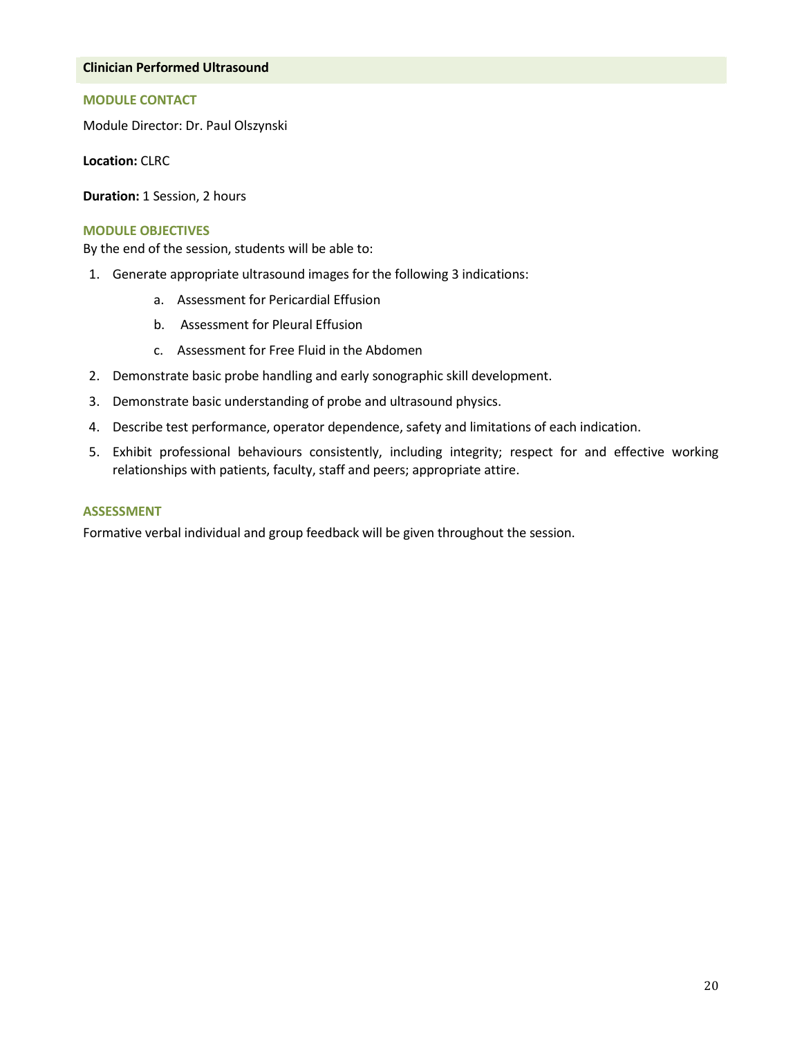## Clinician Performed Ultrasound

### MODULE CONTACT

Module Director: Dr. Paul Olszynski

**Location:** CLRC

**Duration:** 1 Session, 2 hours

### MODULE OBJECTIVES

By the end of the session, students will be able to:

1. Generate appropriate ultrasound images for the following 3 indications:
    a. Assessment for Pericardial Effusion
    b. Assessment for Pleural Effusion
    c. Assessment for Free Fluid in the Abdomen
2. Demonstrate basic probe handling and early sonographic skill development.
3. Demonstrate basic understanding of probe and ultrasound physics.
4. Describe test performance, operator dependence, safety and limitations of each indication.
5. Exhibit professional behaviours consistently, including integrity; respect for and effective working relationships with patients, faculty, staff and peers; appropriate attire.

### ASSESSMENT

Formative verbal individual and group feedback will be given throughout the session.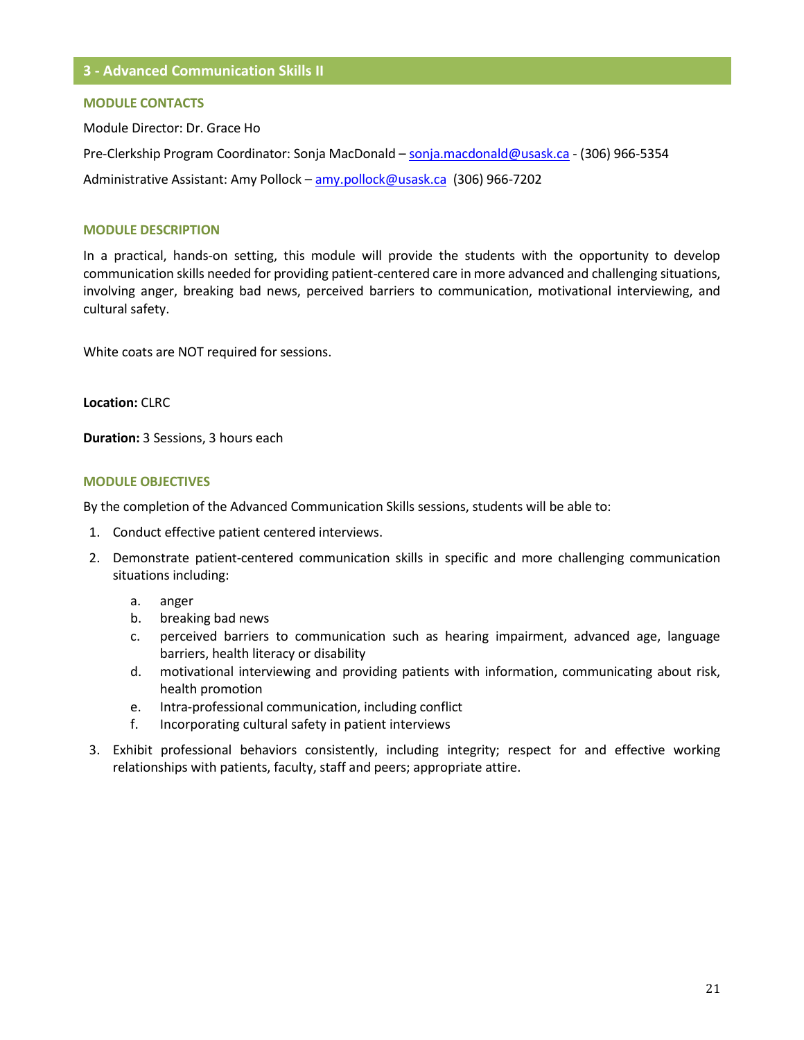## 3 - Advanced Communication Skills II

### MODULE CONTACTS

Module Director: Dr. Grace Ho

Pre-Clerkship Program Coordinator: Sonja MacDonald – sonja.macdonald@usask.ca - (306) 966-5354

Administrative Assistant: Amy Pollock – amy.pollock@usask.ca (306) 966-7202

### MODULE DESCRIPTION

In a practical, hands-on setting, this module will provide the students with the opportunity to develop communication skills needed for providing patient-centered care in more advanced and challenging situations, involving anger, breaking bad news, perceived barriers to communication, motivational interviewing, and cultural safety.

White coats are NOT required for sessions.

**Location:** CLRC

**Duration:** 3 Sessions, 3 hours each

### MODULE OBJECTIVES

By the completion of the Advanced Communication Skills sessions, students will be able to:

1. Conduct effective patient centered interviews.
2. Demonstrate patient-centered communication skills in specific and more challenging communication situations including:
   a. anger
   b. breaking bad news
   c. perceived barriers to communication such as hearing impairment, advanced age, language barriers, health literacy or disability
   d. motivational interviewing and providing patients with information, communicating about risk, health promotion
   e. Intra-professional communication, including conflict
   f. Incorporating cultural safety in patient interviews
3. Exhibit professional behaviors consistently, including integrity; respect for and effective working relationships with patients, faculty, staff and peers; appropriate attire.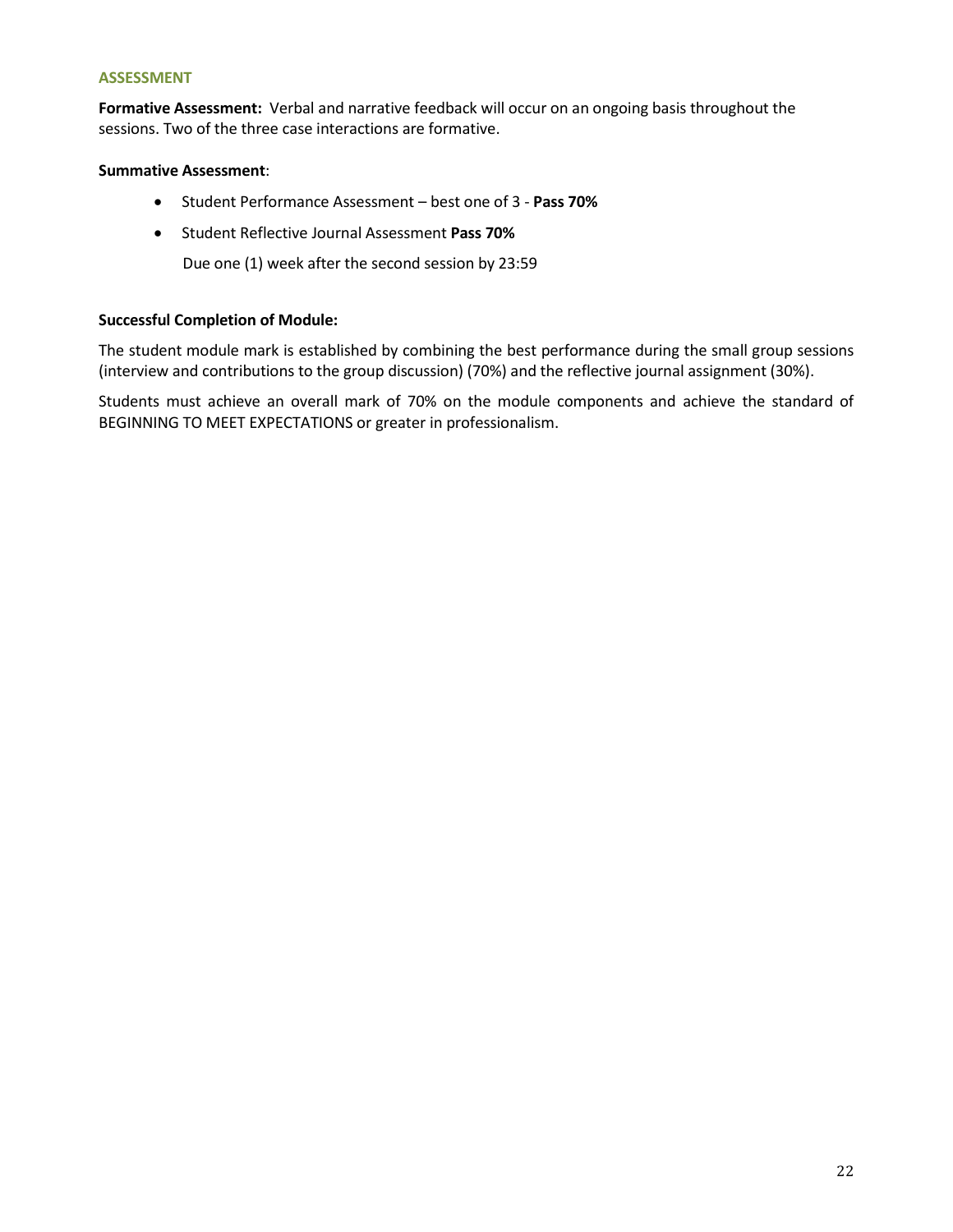## ASSESSMENT

**Formative Assessment:** Verbal and narrative feedback will occur on an ongoing basis throughout the sessions. Two of the three case interactions are formative.

**Summative Assessment**:

- Student Performance Assessment – best one of 3 - **Pass 70%**
- Student Reflective Journal Assessment **Pass 70%**

  Due one (1) week after the second session by 23:59

**Successful Completion of Module:**

The student module mark is established by combining the best performance during the small group sessions (interview and contributions to the group discussion) (70%) and the reflective journal assignment (30%).

Students must achieve an overall mark of 70% on the module components and achieve the standard of BEGINNING TO MEET EXPECTATIONS or greater in professionalism.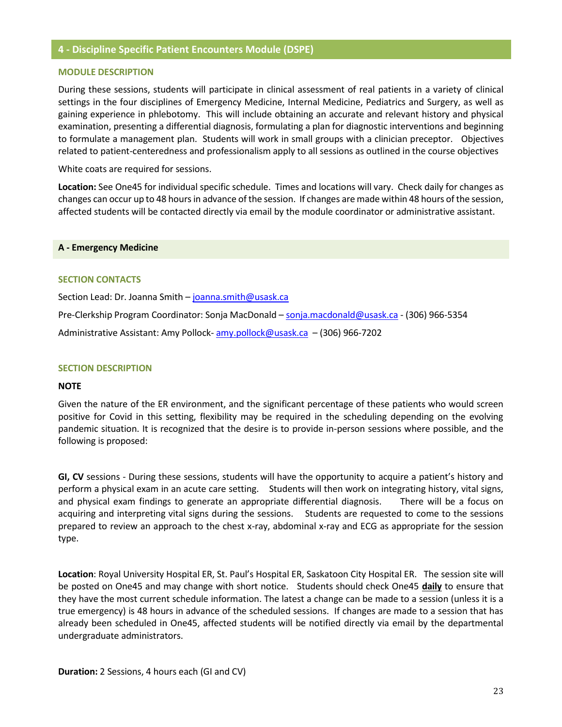## 4 - Discipline Specific Patient Encounters Module (DSPE)

### MODULE DESCRIPTION

During these sessions, students will participate in clinical assessment of real patients in a variety of clinical settings in the four disciplines of Emergency Medicine, Internal Medicine, Pediatrics and Surgery, as well as gaining experience in phlebotomy. This will include obtaining an accurate and relevant history and physical examination, presenting a differential diagnosis, formulating a plan for diagnostic interventions and beginning to formulate a management plan. Students will work in small groups with a clinician preceptor. Objectives related to patient-centeredness and professionalism apply to all sessions as outlined in the course objectives

White coats are required for sessions.

**Location:** See One45 for individual specific schedule. Times and locations will vary. Check daily for changes as changes can occur up to 48 hours in advance of the session. If changes are made within 48 hours of the session, affected students will be contacted directly via email by the module coordinator or administrative assistant.

### A - Emergency Medicine

#### SECTION CONTACTS

Section Lead: Dr. Joanna Smith – joanna.smith@usask.ca

Pre-Clerkship Program Coordinator: Sonja MacDonald – sonja.macdonald@usask.ca - (306) 966-5354

Administrative Assistant: Amy Pollock- amy.pollock@usask.ca – (306) 966-7202

#### SECTION DESCRIPTION

**NOTE**

Given the nature of the ER environment, and the significant percentage of these patients who would screen positive for Covid in this setting, flexibility may be required in the scheduling depending on the evolving pandemic situation. It is recognized that the desire is to provide in-person sessions where possible, and the following is proposed:

**GI, CV** sessions - During these sessions, students will have the opportunity to acquire a patient's history and perform a physical exam in an acute care setting. Students will then work on integrating history, vital signs, and physical exam findings to generate an appropriate differential diagnosis. There will be a focus on acquiring and interpreting vital signs during the sessions. Students are requested to come to the sessions prepared to review an approach to the chest x-ray, abdominal x-ray and ECG as appropriate for the session type.

**Location**: Royal University Hospital ER, St. Paul's Hospital ER, Saskatoon City Hospital ER. The session site will be posted on One45 and may change with short notice. Students should check One45 **daily** to ensure that they have the most current schedule information. The latest a change can be made to a session (unless it is a true emergency) is 48 hours in advance of the scheduled sessions. If changes are made to a session that has already been scheduled in One45, affected students will be notified directly via email by the departmental undergraduate administrators.

**Duration:** 2 Sessions, 4 hours each (GI and CV)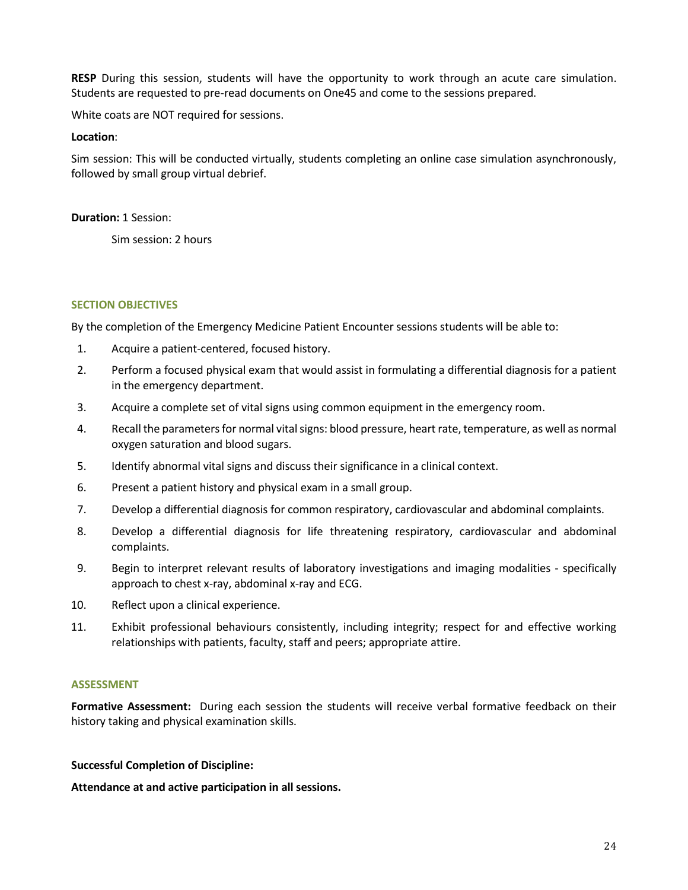**RESP** During this session, students will have the opportunity to work through an acute care simulation. Students are requested to pre-read documents on One45 and come to the sessions prepared.

White coats are NOT required for sessions.

**Location**:

Sim session: This will be conducted virtually, students completing an online case simulation asynchronously, followed by small group virtual debrief.

**Duration:** 1 Session:

Sim session: 2 hours

### SECTION OBJECTIVES

By the completion of the Emergency Medicine Patient Encounter sessions students will be able to:

1. Acquire a patient-centered, focused history.
2. Perform a focused physical exam that would assist in formulating a differential diagnosis for a patient in the emergency department.
3. Acquire a complete set of vital signs using common equipment in the emergency room.
4. Recall the parameters for normal vital signs: blood pressure, heart rate, temperature, as well as normal oxygen saturation and blood sugars.
5. Identify abnormal vital signs and discuss their significance in a clinical context.
6. Present a patient history and physical exam in a small group.
7. Develop a differential diagnosis for common respiratory, cardiovascular and abdominal complaints.
8. Develop a differential diagnosis for life threatening respiratory, cardiovascular and abdominal complaints.
9. Begin to interpret relevant results of laboratory investigations and imaging modalities - specifically approach to chest x-ray, abdominal x-ray and ECG.
10. Reflect upon a clinical experience.
11. Exhibit professional behaviours consistently, including integrity; respect for and effective working relationships with patients, faculty, staff and peers; appropriate attire.

### ASSESSMENT

**Formative Assessment:** During each session the students will receive verbal formative feedback on their history taking and physical examination skills.

**Successful Completion of Discipline:**

**Attendance at and active participation in all sessions.**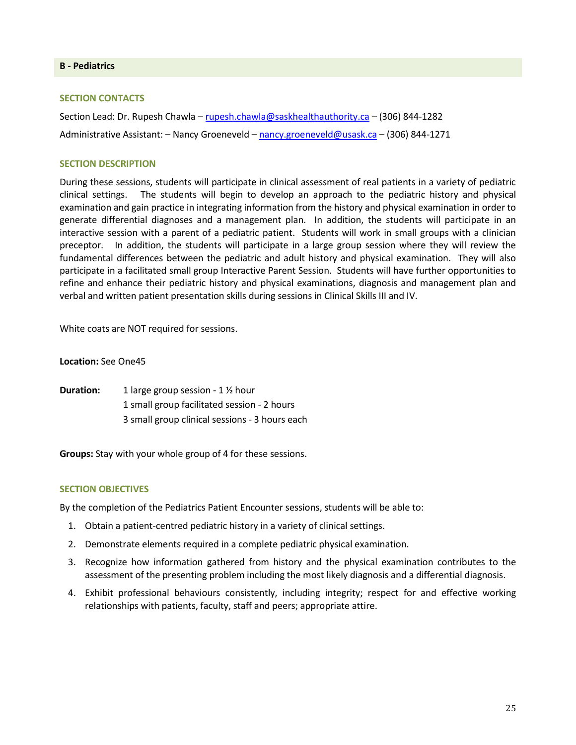## B - Pediatrics

### SECTION CONTACTS

Section Lead: Dr. Rupesh Chawla – rupesh.chawla@saskhealthauthority.ca – (306) 844-1282

Administrative Assistant: – Nancy Groeneveld – nancy.groeneveld@usask.ca – (306) 844-1271

### SECTION DESCRIPTION

During these sessions, students will participate in clinical assessment of real patients in a variety of pediatric clinical settings. The students will begin to develop an approach to the pediatric history and physical examination and gain practice in integrating information from the history and physical examination in order to generate differential diagnoses and a management plan. In addition, the students will participate in an interactive session with a parent of a pediatric patient. Students will work in small groups with a clinician preceptor. In addition, the students will participate in a large group session where they will review the fundamental differences between the pediatric and adult history and physical examination. They will also participate in a facilitated small group Interactive Parent Session. Students will have further opportunities to refine and enhance their pediatric history and physical examinations, diagnosis and management plan and verbal and written patient presentation skills during sessions in Clinical Skills III and IV.

White coats are NOT required for sessions.

**Location:** See One45

**Duration:**
- 1 large group session - 1 ½ hour
- 1 small group facilitated session - 2 hours
- 3 small group clinical sessions - 3 hours each

**Groups:** Stay with your whole group of 4 for these sessions.

### SECTION OBJECTIVES

By the completion of the Pediatrics Patient Encounter sessions, students will be able to:

1. Obtain a patient-centred pediatric history in a variety of clinical settings.
2. Demonstrate elements required in a complete pediatric physical examination.
3. Recognize how information gathered from history and the physical examination contributes to the assessment of the presenting problem including the most likely diagnosis and a differential diagnosis.
4. Exhibit professional behaviours consistently, including integrity; respect for and effective working relationships with patients, faculty, staff and peers; appropriate attire.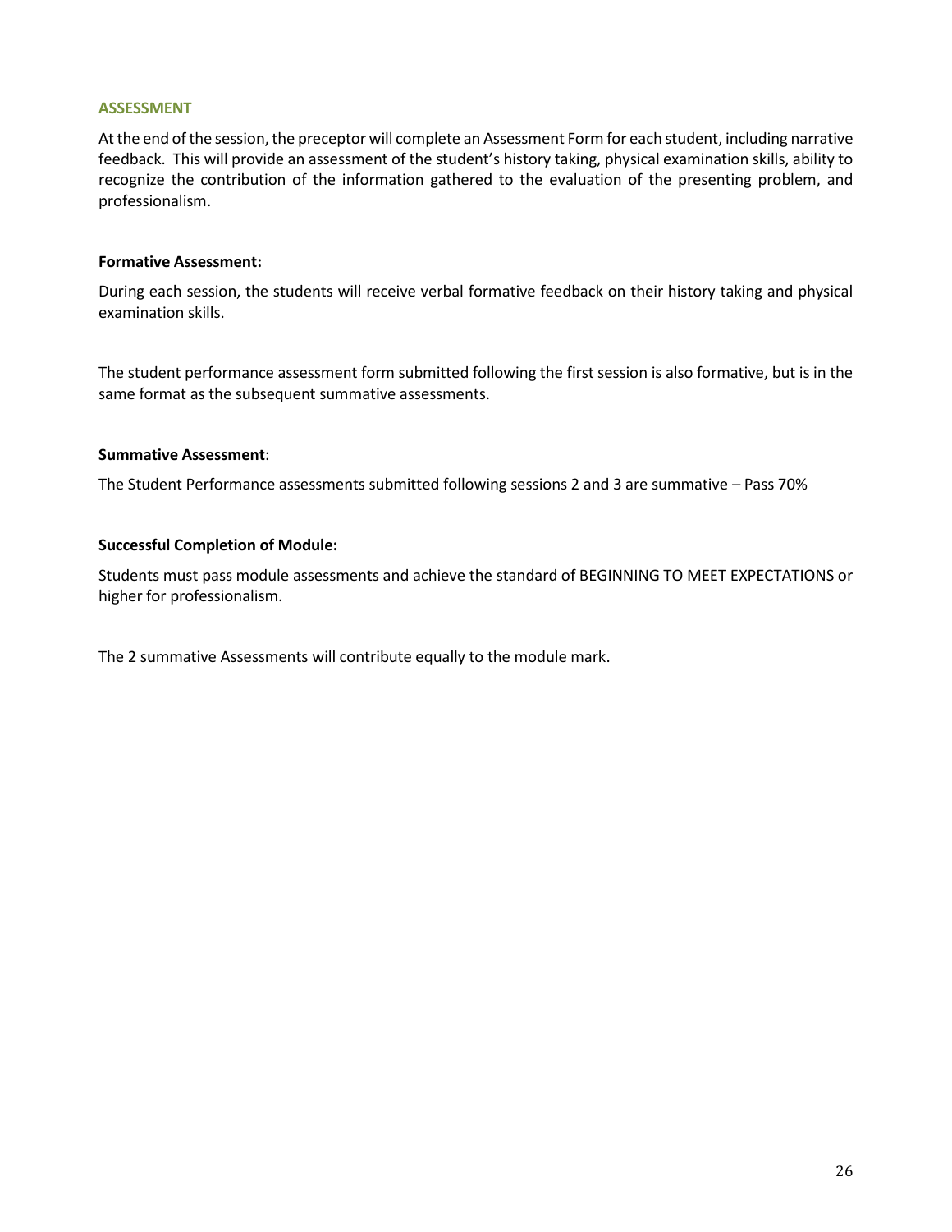## ASSESSMENT

At the end of the session, the preceptor will complete an Assessment Form for each student, including narrative feedback. This will provide an assessment of the student's history taking, physical examination skills, ability to recognize the contribution of the information gathered to the evaluation of the presenting problem, and professionalism.

**Formative Assessment:**

During each session, the students will receive verbal formative feedback on their history taking and physical examination skills.

The student performance assessment form submitted following the first session is also formative, but is in the same format as the subsequent summative assessments.

**Summative Assessment**:

The Student Performance assessments submitted following sessions 2 and 3 are summative – Pass 70%

**Successful Completion of Module:**

Students must pass module assessments and achieve the standard of BEGINNING TO MEET EXPECTATIONS or higher for professionalism.

The 2 summative Assessments will contribute equally to the module mark.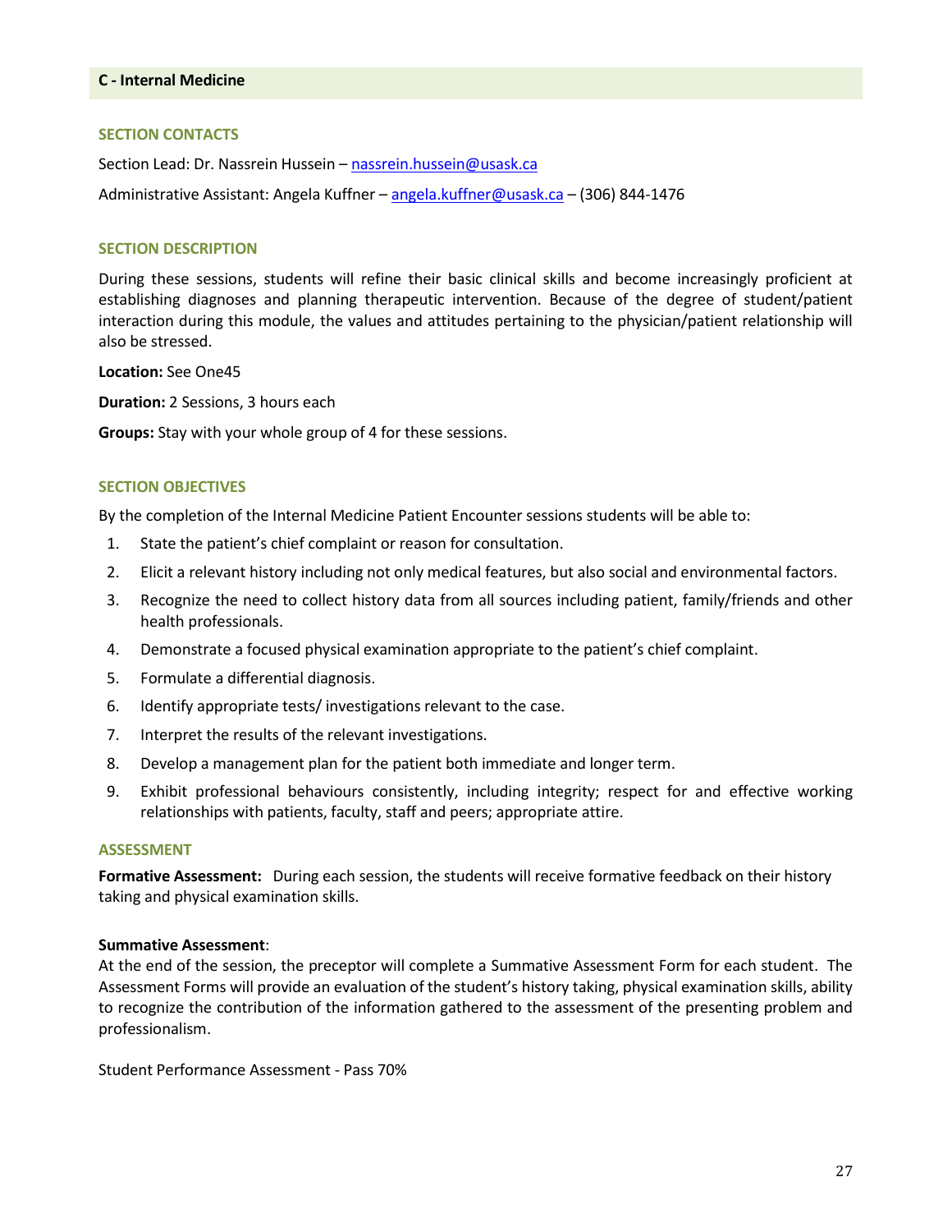## C - Internal Medicine

### SECTION CONTACTS

Section Lead: Dr. Nassrein Hussein – nassrein.hussein@usask.ca

Administrative Assistant: Angela Kuffner – angela.kuffner@usask.ca – (306) 844-1476

### SECTION DESCRIPTION

During these sessions, students will refine their basic clinical skills and become increasingly proficient at establishing diagnoses and planning therapeutic intervention. Because of the degree of student/patient interaction during this module, the values and attitudes pertaining to the physician/patient relationship will also be stressed.

**Location:** See One45

**Duration:** 2 Sessions, 3 hours each

**Groups:** Stay with your whole group of 4 for these sessions.

### SECTION OBJECTIVES

By the completion of the Internal Medicine Patient Encounter sessions students will be able to:

1. State the patient's chief complaint or reason for consultation.
2. Elicit a relevant history including not only medical features, but also social and environmental factors.
3. Recognize the need to collect history data from all sources including patient, family/friends and other health professionals.
4. Demonstrate a focused physical examination appropriate to the patient's chief complaint.
5. Formulate a differential diagnosis.
6. Identify appropriate tests/ investigations relevant to the case.
7. Interpret the results of the relevant investigations.
8. Develop a management plan for the patient both immediate and longer term.
9. Exhibit professional behaviours consistently, including integrity; respect for and effective working relationships with patients, faculty, staff and peers; appropriate attire.

### ASSESSMENT

**Formative Assessment:** During each session, the students will receive formative feedback on their history taking and physical examination skills.

**Summative Assessment**:
At the end of the session, the preceptor will complete a Summative Assessment Form for each student. The Assessment Forms will provide an evaluation of the student's history taking, physical examination skills, ability to recognize the contribution of the information gathered to the assessment of the presenting problem and professionalism.

Student Performance Assessment - Pass 70%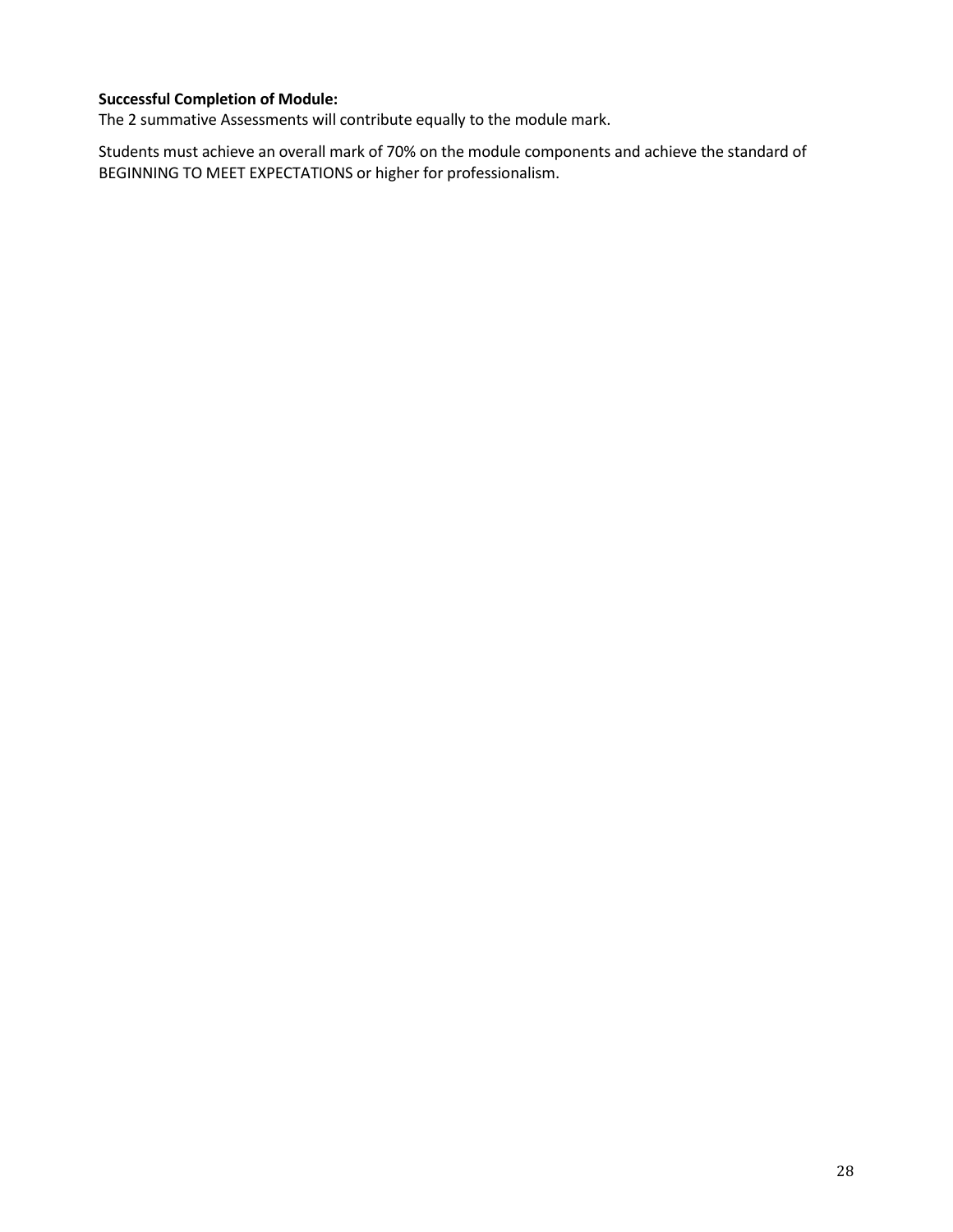**Successful Completion of Module:**
The 2 summative Assessments will contribute equally to the module mark.

Students must achieve an overall mark of 70% on the module components and achieve the standard of BEGINNING TO MEET EXPECTATIONS or higher for professionalism.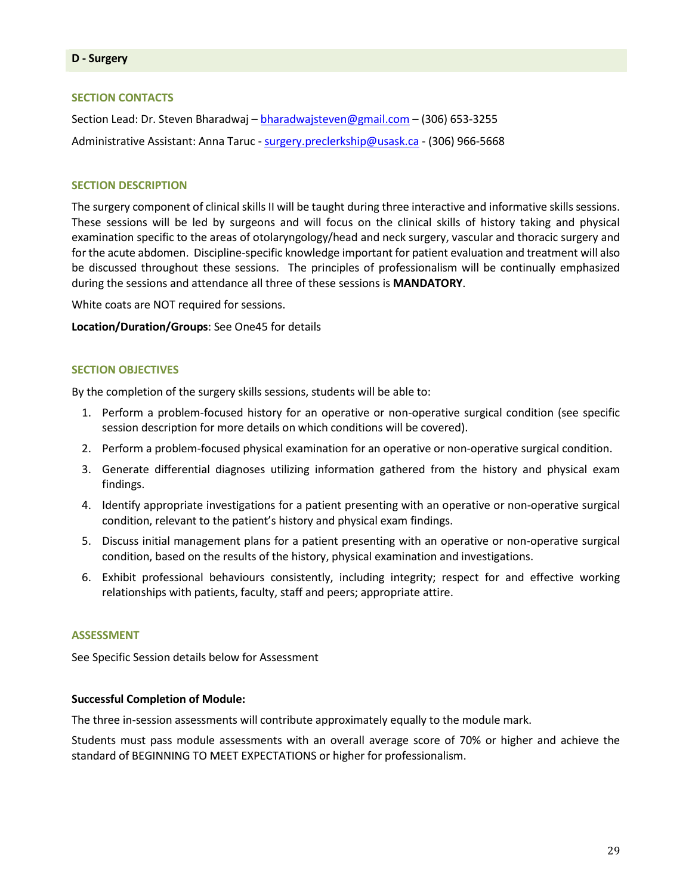## D - Surgery

### SECTION CONTACTS

Section Lead: Dr. Steven Bharadwaj – bharadwajsteven@gmail.com – (306) 653-3255

Administrative Assistant: Anna Taruc - surgery.preclerkship@usask.ca - (306) 966-5668

### SECTION DESCRIPTION

The surgery component of clinical skills II will be taught during three interactive and informative skills sessions. These sessions will be led by surgeons and will focus on the clinical skills of history taking and physical examination specific to the areas of otolaryngology/head and neck surgery, vascular and thoracic surgery and for the acute abdomen. Discipline-specific knowledge important for patient evaluation and treatment will also be discussed throughout these sessions. The principles of professionalism will be continually emphasized during the sessions and attendance all three of these sessions is **MANDATORY**.

White coats are NOT required for sessions.

**Location/Duration/Groups**: See One45 for details

### SECTION OBJECTIVES

By the completion of the surgery skills sessions, students will be able to:

1. Perform a problem-focused history for an operative or non-operative surgical condition (see specific session description for more details on which conditions will be covered).
2. Perform a problem-focused physical examination for an operative or non-operative surgical condition.
3. Generate differential diagnoses utilizing information gathered from the history and physical exam findings.
4. Identify appropriate investigations for a patient presenting with an operative or non-operative surgical condition, relevant to the patient's history and physical exam findings.
5. Discuss initial management plans for a patient presenting with an operative or non-operative surgical condition, based on the results of the history, physical examination and investigations.
6. Exhibit professional behaviours consistently, including integrity; respect for and effective working relationships with patients, faculty, staff and peers; appropriate attire.

### ASSESSMENT

See Specific Session details below for Assessment

**Successful Completion of Module:**

The three in-session assessments will contribute approximately equally to the module mark.

Students must pass module assessments with an overall average score of 70% or higher and achieve the standard of BEGINNING TO MEET EXPECTATIONS or higher for professionalism.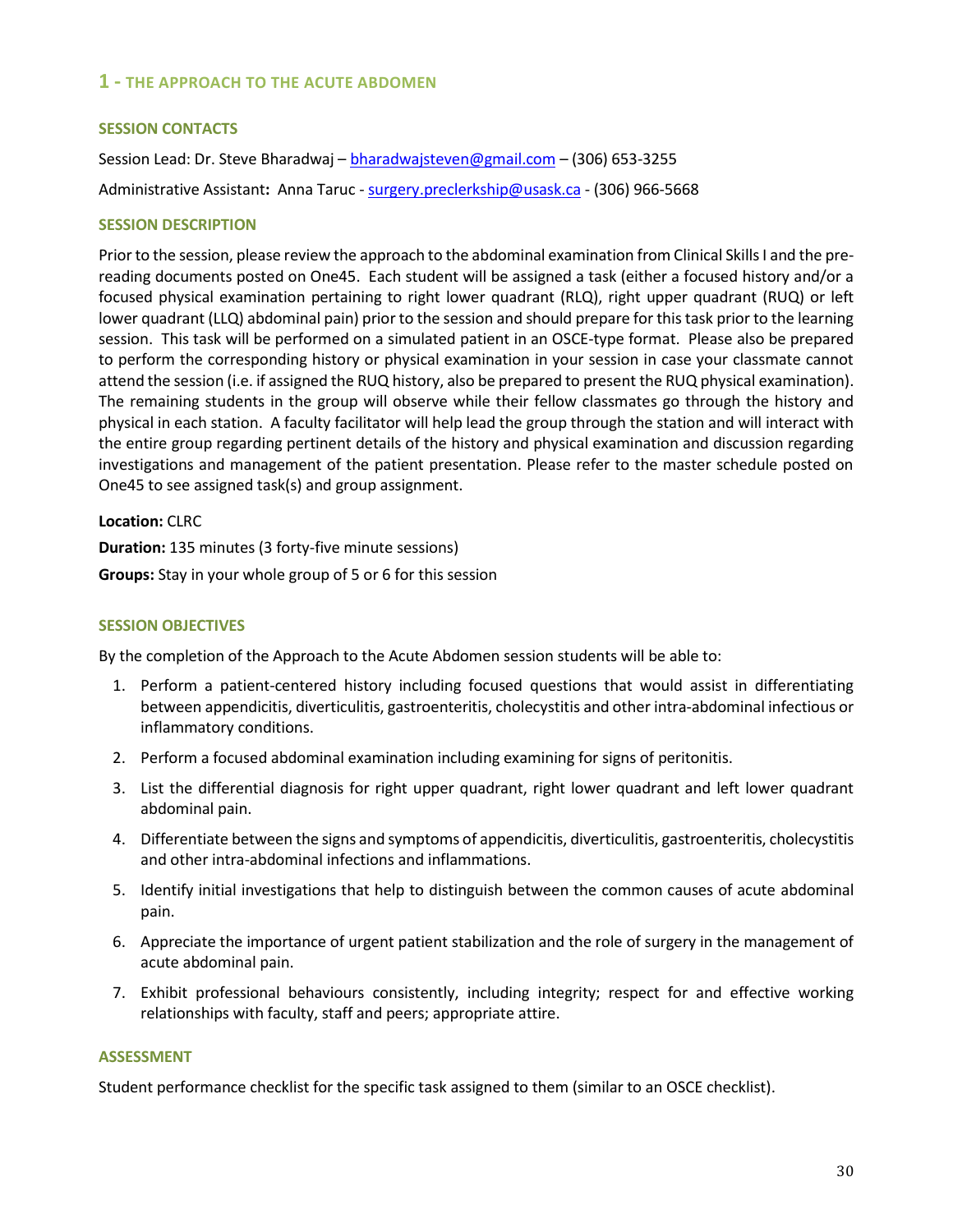## 1 - THE APPROACH TO THE ACUTE ABDOMEN

### SESSION CONTACTS

Session Lead: Dr. Steve Bharadwaj – bharadwajsteven@gmail.com – (306) 653-3255

Administrative Assistant**:** Anna Taruc - surgery.preclerkship@usask.ca - (306) 966-5668

### SESSION DESCRIPTION

Prior to the session, please review the approach to the abdominal examination from Clinical Skills I and the pre-reading documents posted on One45. Each student will be assigned a task (either a focused history and/or a focused physical examination pertaining to right lower quadrant (RLQ), right upper quadrant (RUQ) or left lower quadrant (LLQ) abdominal pain) prior to the session and should prepare for this task prior to the learning session. This task will be performed on a simulated patient in an OSCE-type format. Please also be prepared to perform the corresponding history or physical examination in your session in case your classmate cannot attend the session (i.e. if assigned the RUQ history, also be prepared to present the RUQ physical examination). The remaining students in the group will observe while their fellow classmates go through the history and physical in each station. A faculty facilitator will help lead the group through the station and will interact with the entire group regarding pertinent details of the history and physical examination and discussion regarding investigations and management of the patient presentation. Please refer to the master schedule posted on One45 to see assigned task(s) and group assignment.

**Location:** CLRC

**Duration:** 135 minutes (3 forty-five minute sessions)

**Groups:** Stay in your whole group of 5 or 6 for this session

### SESSION OBJECTIVES

By the completion of the Approach to the Acute Abdomen session students will be able to:

1. Perform a patient-centered history including focused questions that would assist in differentiating between appendicitis, diverticulitis, gastroenteritis, cholecystitis and other intra-abdominal infectious or inflammatory conditions.
2. Perform a focused abdominal examination including examining for signs of peritonitis.
3. List the differential diagnosis for right upper quadrant, right lower quadrant and left lower quadrant abdominal pain.
4. Differentiate between the signs and symptoms of appendicitis, diverticulitis, gastroenteritis, cholecystitis and other intra-abdominal infections and inflammations.
5. Identify initial investigations that help to distinguish between the common causes of acute abdominal pain.
6. Appreciate the importance of urgent patient stabilization and the role of surgery in the management of acute abdominal pain.
7. Exhibit professional behaviours consistently, including integrity; respect for and effective working relationships with faculty, staff and peers; appropriate attire.

### ASSESSMENT

Student performance checklist for the specific task assigned to them (similar to an OSCE checklist).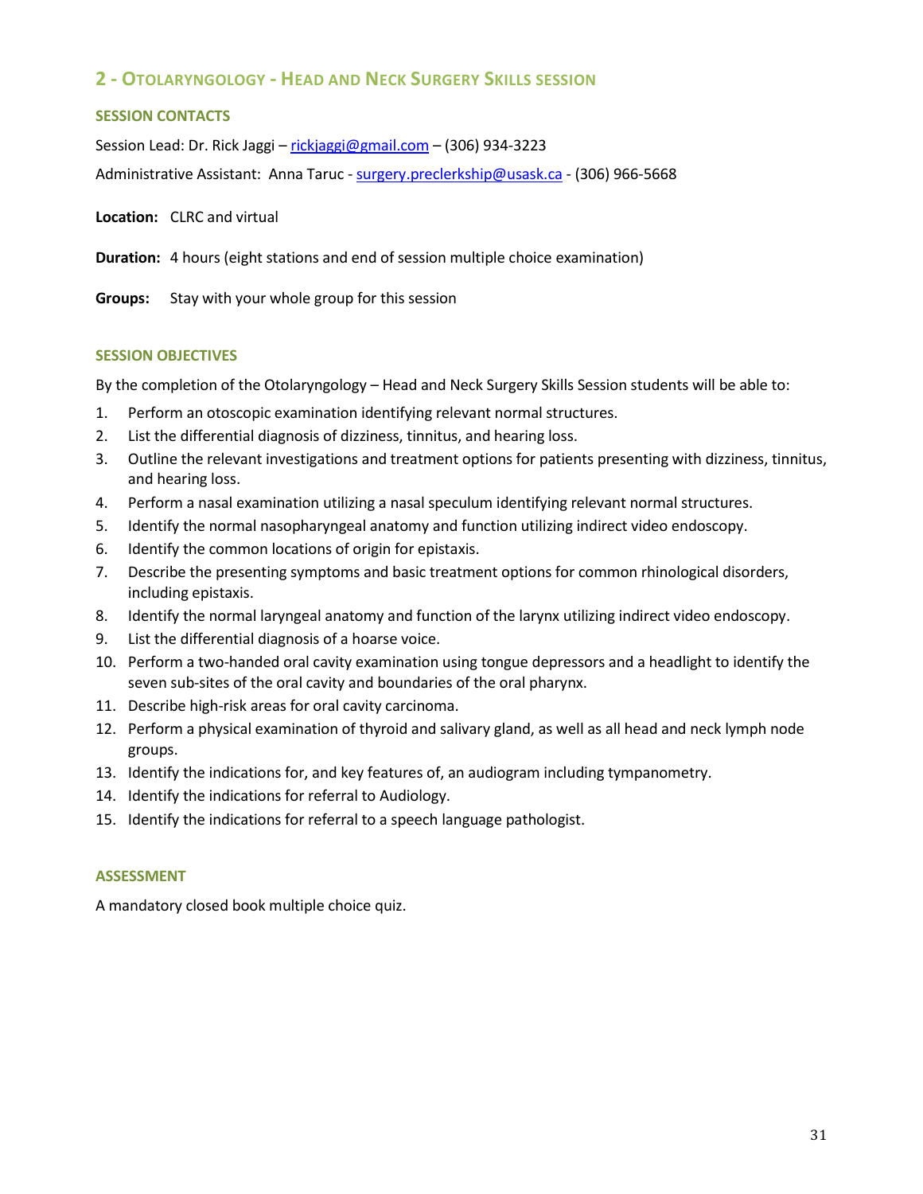## 2 - Otolaryngology - Head and Neck Surgery Skills session

### SESSION CONTACTS

Session Lead: Dr. Rick Jaggi – rickjaggi@gmail.com – (306) 934-3223

Administrative Assistant: Anna Taruc - surgery.preclerkship@usask.ca - (306) 966-5668

**Location:** CLRC and virtual

**Duration:** 4 hours (eight stations and end of session multiple choice examination)

**Groups:** Stay with your whole group for this session

### SESSION OBJECTIVES

By the completion of the Otolaryngology – Head and Neck Surgery Skills Session students will be able to:

1. Perform an otoscopic examination identifying relevant normal structures.
2. List the differential diagnosis of dizziness, tinnitus, and hearing loss.
3. Outline the relevant investigations and treatment options for patients presenting with dizziness, tinnitus, and hearing loss.
4. Perform a nasal examination utilizing a nasal speculum identifying relevant normal structures.
5. Identify the normal nasopharyngeal anatomy and function utilizing indirect video endoscopy.
6. Identify the common locations of origin for epistaxis.
7. Describe the presenting symptoms and basic treatment options for common rhinological disorders, including epistaxis.
8. Identify the normal laryngeal anatomy and function of the larynx utilizing indirect video endoscopy.
9. List the differential diagnosis of a hoarse voice.
10. Perform a two-handed oral cavity examination using tongue depressors and a headlight to identify the seven sub-sites of the oral cavity and boundaries of the oral pharynx.
11. Describe high-risk areas for oral cavity carcinoma.
12. Perform a physical examination of thyroid and salivary gland, as well as all head and neck lymph node groups.
13. Identify the indications for, and key features of, an audiogram including tympanometry.
14. Identify the indications for referral to Audiology.
15. Identify the indications for referral to a speech language pathologist.

### ASSESSMENT

A mandatory closed book multiple choice quiz.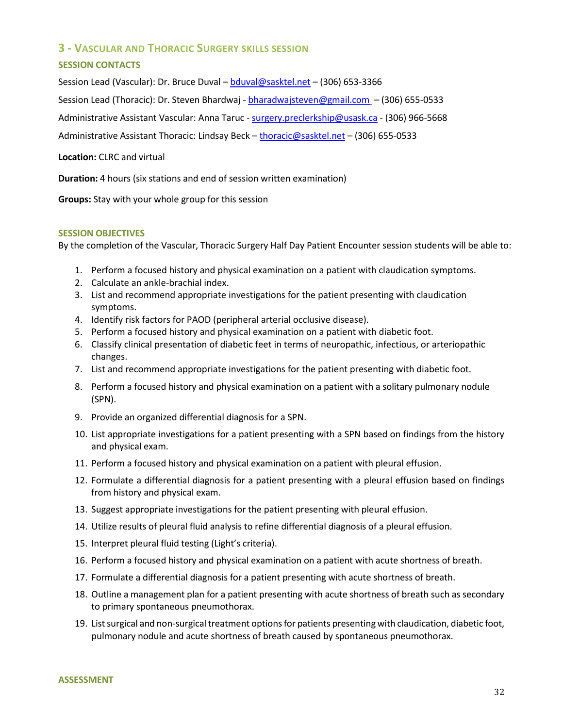## 3 - Vascular and Thoracic Surgery skills session

### SESSION CONTACTS

Session Lead (Vascular): Dr. Bruce Duval – bduval@sasktel.net – (306) 653-3366

Session Lead (Thoracic): Dr. Steven Bhardwaj - bharadwajsteven@gmail.com – (306) 655-0533

Administrative Assistant Vascular: Anna Taruc - surgery.preclerkship@usask.ca - (306) 966-5668

Administrative Assistant Thoracic: Lindsay Beck – thoracic@sasktel.net – (306) 655-0533

**Location:** CLRC and virtual

**Duration:** 4 hours (six stations and end of session written examination)

**Groups:** Stay with your whole group for this session

### SESSION OBJECTIVES

By the completion of the Vascular, Thoracic Surgery Half Day Patient Encounter session students will be able to:

1. Perform a focused history and physical examination on a patient with claudication symptoms.
2. Calculate an ankle-brachial index.
3. List and recommend appropriate investigations for the patient presenting with claudication symptoms.
4. Identify risk factors for PAOD (peripheral arterial occlusive disease).
5. Perform a focused history and physical examination on a patient with diabetic foot.
6. Classify clinical presentation of diabetic feet in terms of neuropathic, infectious, or arteriopathic changes.
7. List and recommend appropriate investigations for the patient presenting with diabetic foot.
8. Perform a focused history and physical examination on a patient with a solitary pulmonary nodule (SPN).
9. Provide an organized differential diagnosis for a SPN.
10. List appropriate investigations for a patient presenting with a SPN based on findings from the history and physical exam.
11. Perform a focused history and physical examination on a patient with pleural effusion.
12. Formulate a differential diagnosis for a patient presenting with a pleural effusion based on findings from history and physical exam.
13. Suggest appropriate investigations for the patient presenting with pleural effusion.
14. Utilize results of pleural fluid analysis to refine differential diagnosis of a pleural effusion.
15. Interpret pleural fluid testing (Light's criteria).
16. Perform a focused history and physical examination on a patient with acute shortness of breath.
17. Formulate a differential diagnosis for a patient presenting with acute shortness of breath.
18. Outline a management plan for a patient presenting with acute shortness of breath such as secondary to primary spontaneous pneumothorax.
19. List surgical and non-surgical treatment options for patients presenting with claudication, diabetic foot, pulmonary nodule and acute shortness of breath caused by spontaneous pneumothorax.

### ASSESSMENT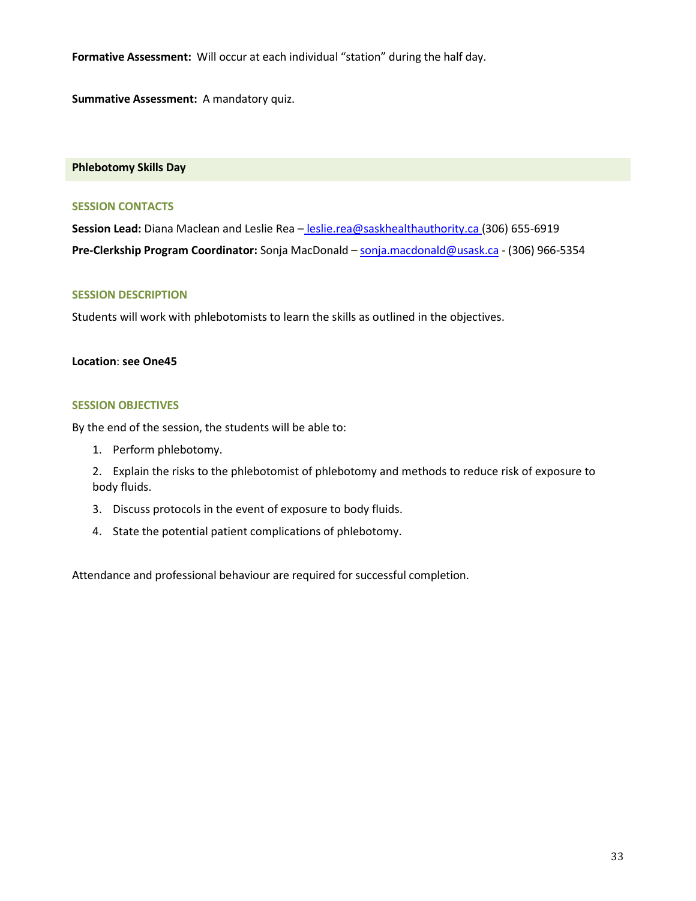**Formative Assessment:** Will occur at each individual "station" during the half day.

**Summative Assessment:** A mandatory quiz.

## Phlebotomy Skills Day

### SESSION CONTACTS

**Session Lead:** Diana Maclean and Leslie Rea – leslie.rea@saskhealthauthority.ca (306) 655-6919

**Pre-Clerkship Program Coordinator:** Sonja MacDonald – sonja.macdonald@usask.ca - (306) 966-5354

### SESSION DESCRIPTION

Students will work with phlebotomists to learn the skills as outlined in the objectives.

**Location**: **see One45**

### SESSION OBJECTIVES

By the end of the session, the students will be able to:

1. Perform phlebotomy.
2. Explain the risks to the phlebotomist of phlebotomy and methods to reduce risk of exposure to body fluids.
3. Discuss protocols in the event of exposure to body fluids.
4. State the potential patient complications of phlebotomy.

Attendance and professional behaviour are required for successful completion.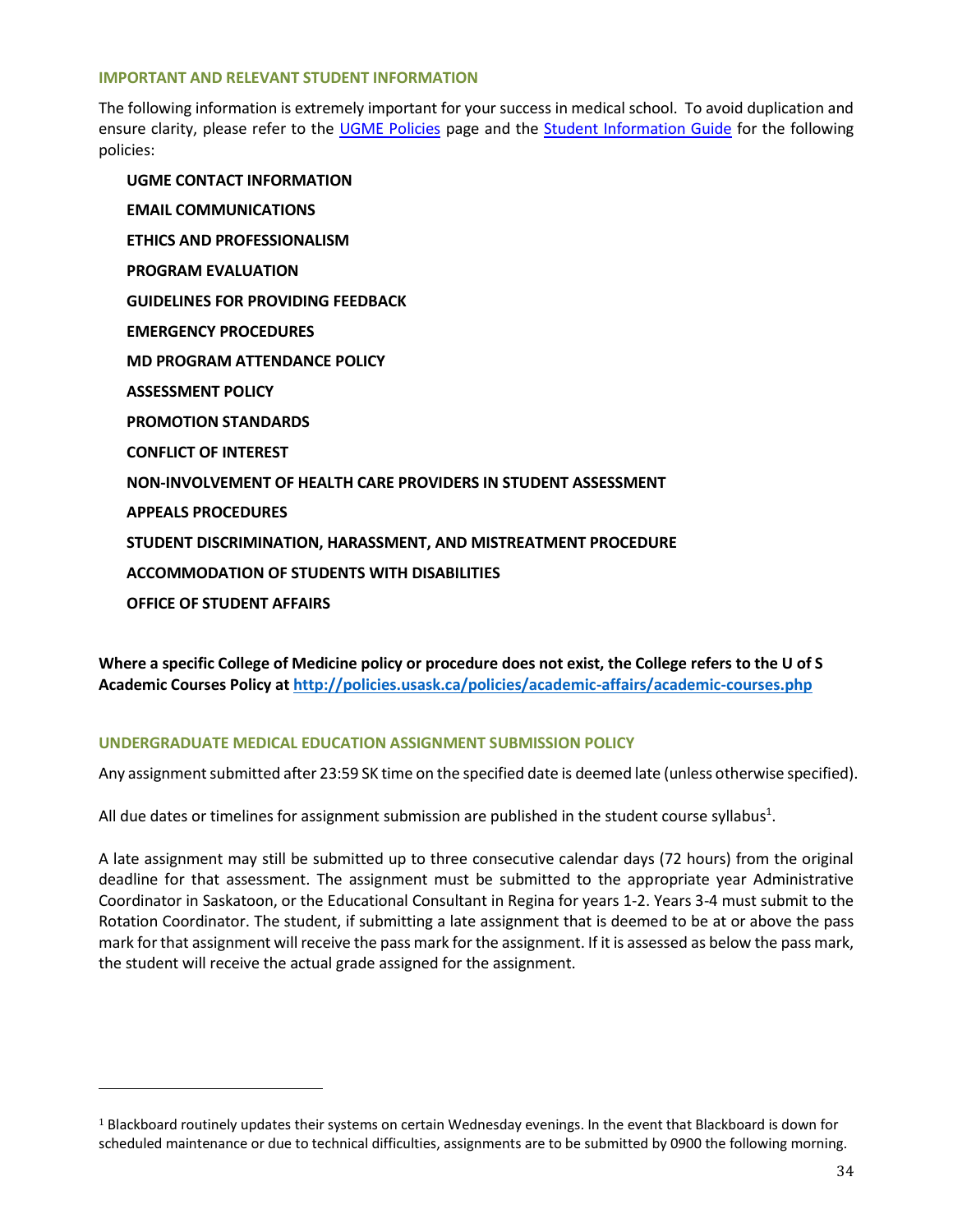## IMPORTANT AND RELEVANT STUDENT INFORMATION

The following information is extremely important for your success in medical school. To avoid duplication and ensure clarity, please refer to the UGME Policies page and the Student Information Guide for the following policies:

**UGME CONTACT INFORMATION**

**EMAIL COMMUNICATIONS**

**ETHICS AND PROFESSIONALISM**

**PROGRAM EVALUATION**

**GUIDELINES FOR PROVIDING FEEDBACK**

**EMERGENCY PROCEDURES**

**MD PROGRAM ATTENDANCE POLICY**

**ASSESSMENT POLICY**

**PROMOTION STANDARDS**

**CONFLICT OF INTEREST**

**NON-INVOLVEMENT OF HEALTH CARE PROVIDERS IN STUDENT ASSESSMENT**

**APPEALS PROCEDURES**

**STUDENT DISCRIMINATION, HARASSMENT, AND MISTREATMENT PROCEDURE**

**ACCOMMODATION OF STUDENTS WITH DISABILITIES**

**OFFICE OF STUDENT AFFAIRS**

**Where a specific College of Medicine policy or procedure does not exist, the College refers to the U of S Academic Courses Policy at http://policies.usask.ca/policies/academic-affairs/academic-courses.php**

## UNDERGRADUATE MEDICAL EDUCATION ASSIGNMENT SUBMISSION POLICY

Any assignment submitted after 23:59 SK time on the specified date is deemed late (unless otherwise specified).

All due dates or timelines for assignment submission are published in the student course syllabus[1].

A late assignment may still be submitted up to three consecutive calendar days (72 hours) from the original deadline for that assessment. The assignment must be submitted to the appropriate year Administrative Coordinator in Saskatoon, or the Educational Consultant in Regina for years 1-2. Years 3-4 must submit to the Rotation Coordinator. The student, if submitting a late assignment that is deemed to be at or above the pass mark for that assignment will receive the pass mark for the assignment. If it is assessed as below the pass mark, the student will receive the actual grade assigned for the assignment.

---

[1] Blackboard routinely updates their systems on certain Wednesday evenings. In the event that Blackboard is down for scheduled maintenance or due to technical difficulties, assignments are to be submitted by 0900 the following morning.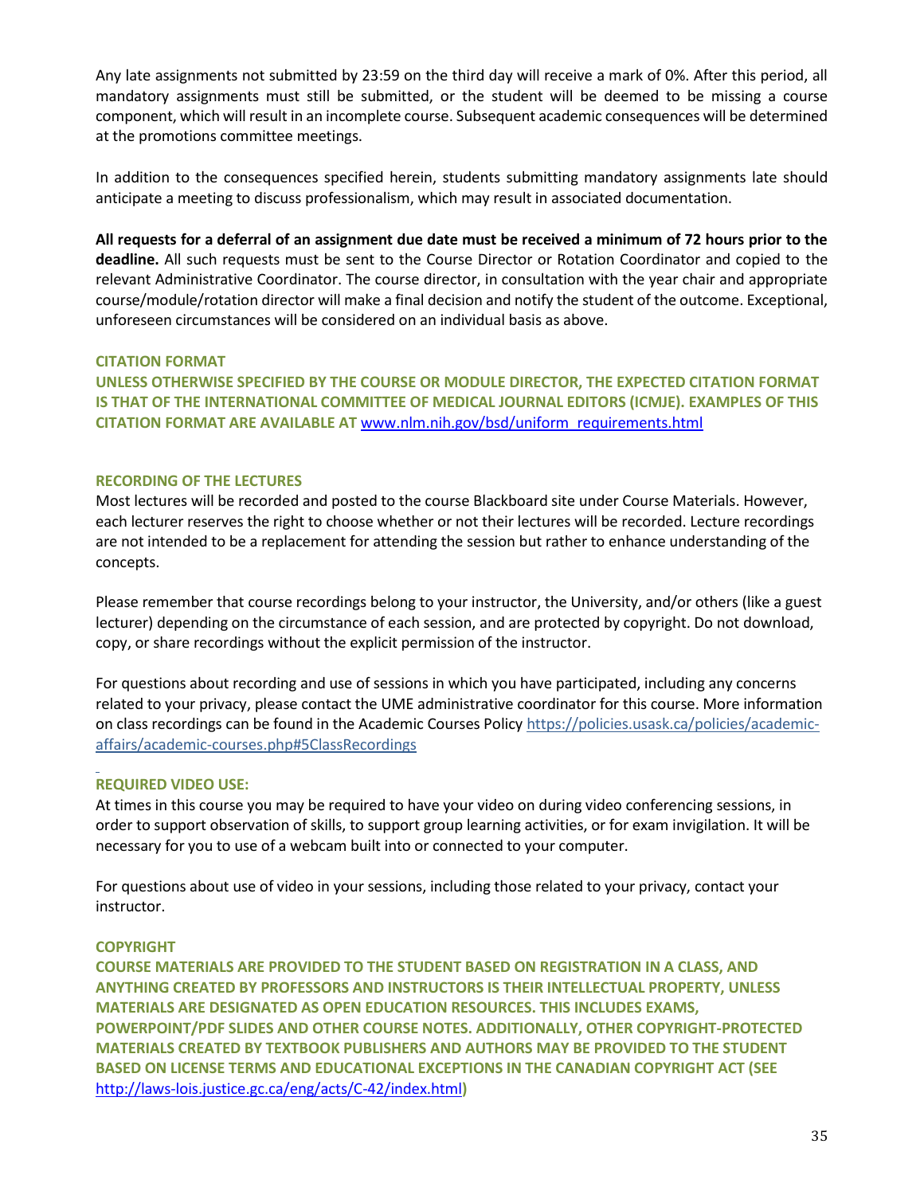Any late assignments not submitted by 23:59 on the third day will receive a mark of 0%. After this period, all mandatory assignments must still be submitted, or the student will be deemed to be missing a course component, which will result in an incomplete course. Subsequent academic consequences will be determined at the promotions committee meetings.

In addition to the consequences specified herein, students submitting mandatory assignments late should anticipate a meeting to discuss professionalism, which may result in associated documentation.

**All requests for a deferral of an assignment due date must be received a minimum of 72 hours prior to the deadline.** All such requests must be sent to the Course Director or Rotation Coordinator and copied to the relevant Administrative Coordinator. The course director, in consultation with the year chair and appropriate course/module/rotation director will make a final decision and notify the student of the outcome. Exceptional, unforeseen circumstances will be considered on an individual basis as above.

### CITATION FORMAT

**UNLESS OTHERWISE SPECIFIED BY THE COURSE OR MODULE DIRECTOR, THE EXPECTED CITATION FORMAT IS THAT OF THE INTERNATIONAL COMMITTEE OF MEDICAL JOURNAL EDITORS (ICMJE). EXAMPLES OF THIS CITATION FORMAT ARE AVAILABLE AT** www.nlm.nih.gov/bsd/uniform_requirements.html

### RECORDING OF THE LECTURES

Most lectures will be recorded and posted to the course Blackboard site under Course Materials. However, each lecturer reserves the right to choose whether or not their lectures will be recorded. Lecture recordings are not intended to be a replacement for attending the session but rather to enhance understanding of the concepts.

Please remember that course recordings belong to your instructor, the University, and/or others (like a guest lecturer) depending on the circumstance of each session, and are protected by copyright. Do not download, copy, or share recordings without the explicit permission of the instructor.

For questions about recording and use of sessions in which you have participated, including any concerns related to your privacy, please contact the UME administrative coordinator for this course. More information on class recordings can be found in the Academic Courses Policy https://policies.usask.ca/policies/academic-affairs/academic-courses.php#5ClassRecordings

### REQUIRED VIDEO USE:

At times in this course you may be required to have your video on during video conferencing sessions, in order to support observation of skills, to support group learning activities, or for exam invigilation. It will be necessary for you to use of a webcam built into or connected to your computer.

For questions about use of video in your sessions, including those related to your privacy, contact your instructor.

### COPYRIGHT

**COURSE MATERIALS ARE PROVIDED TO THE STUDENT BASED ON REGISTRATION IN A CLASS, AND ANYTHING CREATED BY PROFESSORS AND INSTRUCTORS IS THEIR INTELLECTUAL PROPERTY, UNLESS MATERIALS ARE DESIGNATED AS OPEN EDUCATION RESOURCES. THIS INCLUDES EXAMS, POWERPOINT/PDF SLIDES AND OTHER COURSE NOTES. ADDITIONALLY, OTHER COPYRIGHT-PROTECTED MATERIALS CREATED BY TEXTBOOK PUBLISHERS AND AUTHORS MAY BE PROVIDED TO THE STUDENT BASED ON LICENSE TERMS AND EDUCATIONAL EXCEPTIONS IN THE CANADIAN COPYRIGHT ACT (SEE** http://laws-lois.justice.gc.ca/eng/acts/C-42/index.html**)**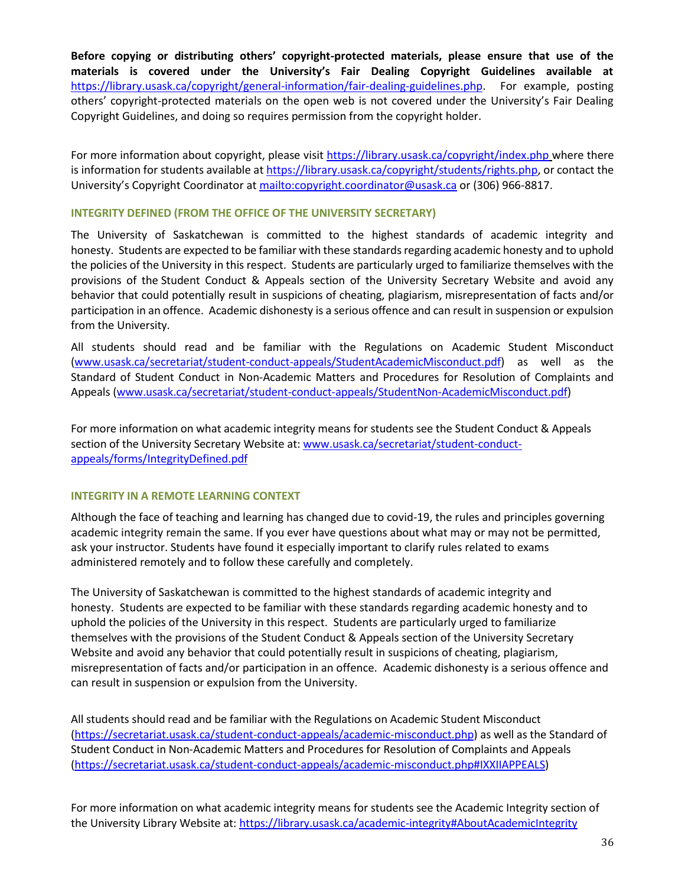**Before copying or distributing others' copyright-protected materials, please ensure that use of the materials is covered under the University's Fair Dealing Copyright Guidelines available at** https://library.usask.ca/copyright/general-information/fair-dealing-guidelines.php. For example, posting others' copyright-protected materials on the open web is not covered under the University's Fair Dealing Copyright Guidelines, and doing so requires permission from the copyright holder.

For more information about copyright, please visit https://library.usask.ca/copyright/index.php where there is information for students available at https://library.usask.ca/copyright/students/rights.php, or contact the University's Copyright Coordinator at mailto:copyright.coordinator@usask.ca or (306) 966-8817.

### INTEGRITY DEFINED (FROM THE OFFICE OF THE UNIVERSITY SECRETARY)

The University of Saskatchewan is committed to the highest standards of academic integrity and honesty. Students are expected to be familiar with these standards regarding academic honesty and to uphold the policies of the University in this respect. Students are particularly urged to familiarize themselves with the provisions of the Student Conduct & Appeals section of the University Secretary Website and avoid any behavior that could potentially result in suspicions of cheating, plagiarism, misrepresentation of facts and/or participation in an offence. Academic dishonesty is a serious offence and can result in suspension or expulsion from the University.

All students should read and be familiar with the Regulations on Academic Student Misconduct (www.usask.ca/secretariat/student-conduct-appeals/StudentAcademicMisconduct.pdf) as well as the Standard of Student Conduct in Non-Academic Matters and Procedures for Resolution of Complaints and Appeals (www.usask.ca/secretariat/student-conduct-appeals/StudentNon-AcademicMisconduct.pdf)

For more information on what academic integrity means for students see the Student Conduct & Appeals section of the University Secretary Website at: www.usask.ca/secretariat/student-conduct-appeals/forms/IntegrityDefined.pdf

### INTEGRITY IN A REMOTE LEARNING CONTEXT

Although the face of teaching and learning has changed due to covid-19, the rules and principles governing academic integrity remain the same. If you ever have questions about what may or may not be permitted, ask your instructor. Students have found it especially important to clarify rules related to exams administered remotely and to follow these carefully and completely.

The University of Saskatchewan is committed to the highest standards of academic integrity and honesty. Students are expected to be familiar with these standards regarding academic honesty and to uphold the policies of the University in this respect. Students are particularly urged to familiarize themselves with the provisions of the Student Conduct & Appeals section of the University Secretary Website and avoid any behavior that could potentially result in suspicions of cheating, plagiarism, misrepresentation of facts and/or participation in an offence. Academic dishonesty is a serious offence and can result in suspension or expulsion from the University.

All students should read and be familiar with the Regulations on Academic Student Misconduct (https://secretariat.usask.ca/student-conduct-appeals/academic-misconduct.php) as well as the Standard of Student Conduct in Non-Academic Matters and Procedures for Resolution of Complaints and Appeals (https://secretariat.usask.ca/student-conduct-appeals/academic-misconduct.php#IXXIIAPPEALS)

For more information on what academic integrity means for students see the Academic Integrity section of the University Library Website at: https://library.usask.ca/academic-integrity#AboutAcademicIntegrity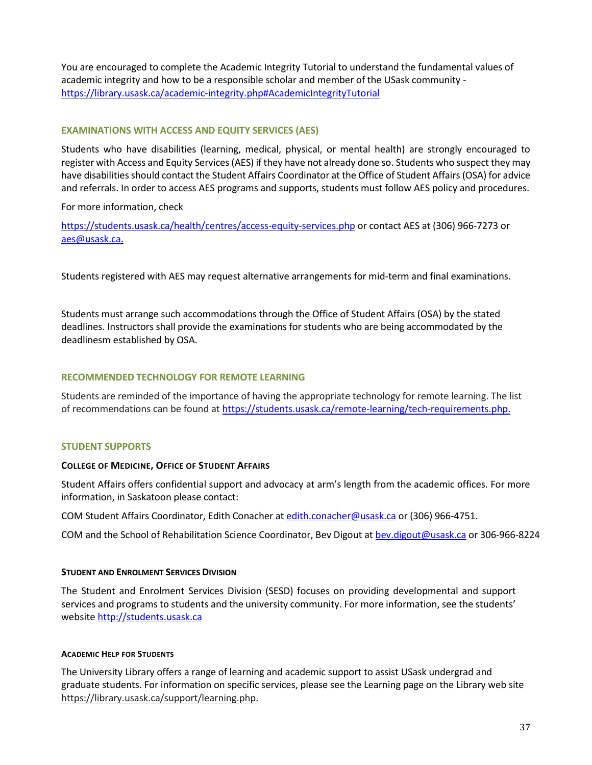You are encouraged to complete the Academic Integrity Tutorial to understand the fundamental values of academic integrity and how to be a responsible scholar and member of the USask community - https://library.usask.ca/academic-integrity.php#AcademicIntegrityTutorial

## EXAMINATIONS WITH ACCESS AND EQUITY SERVICES (AES)

Students who have disabilities (learning, medical, physical, or mental health) are strongly encouraged to register with Access and Equity Services (AES) if they have not already done so. Students who suspect they may have disabilities should contact the Student Affairs Coordinator at the Office of Student Affairs (OSA) for advice and referrals. In order to access AES programs and supports, students must follow AES policy and procedures.

For more information, check

https://students.usask.ca/health/centres/access-equity-services.php or contact AES at (306) 966-7273 or aes@usask.ca.

Students registered with AES may request alternative arrangements for mid-term and final examinations.

Students must arrange such accommodations through the Office of Student Affairs (OSA) by the stated deadlines. Instructors shall provide the examinations for students who are being accommodated by the deadlinesm established by OSA.

## RECOMMENDED TECHNOLOGY FOR REMOTE LEARNING

Students are reminded of the importance of having the appropriate technology for remote learning. The list of recommendations can be found at https://students.usask.ca/remote-learning/tech-requirements.php.

## STUDENT SUPPORTS

### College of Medicine, Office of Student Affairs

Student Affairs offers confidential support and advocacy at arm's length from the academic offices. For more information, in Saskatoon please contact:

COM Student Affairs Coordinator, Edith Conacher at edith.conacher@usask.ca or (306) 966-4751.

COM and the School of Rehabilitation Science Coordinator, Bev Digout at bev.digout@usask.ca or 306-966-8224

### Student and Enrolment Services Division

The Student and Enrolment Services Division (SESD) focuses on providing developmental and support services and programs to students and the university community. For more information, see the students' website http://students.usask.ca

### Academic Help for Students

The University Library offers a range of learning and academic support to assist USask undergrad and graduate students. For information on specific services, please see the Learning page on the Library web site https://library.usask.ca/support/learning.php.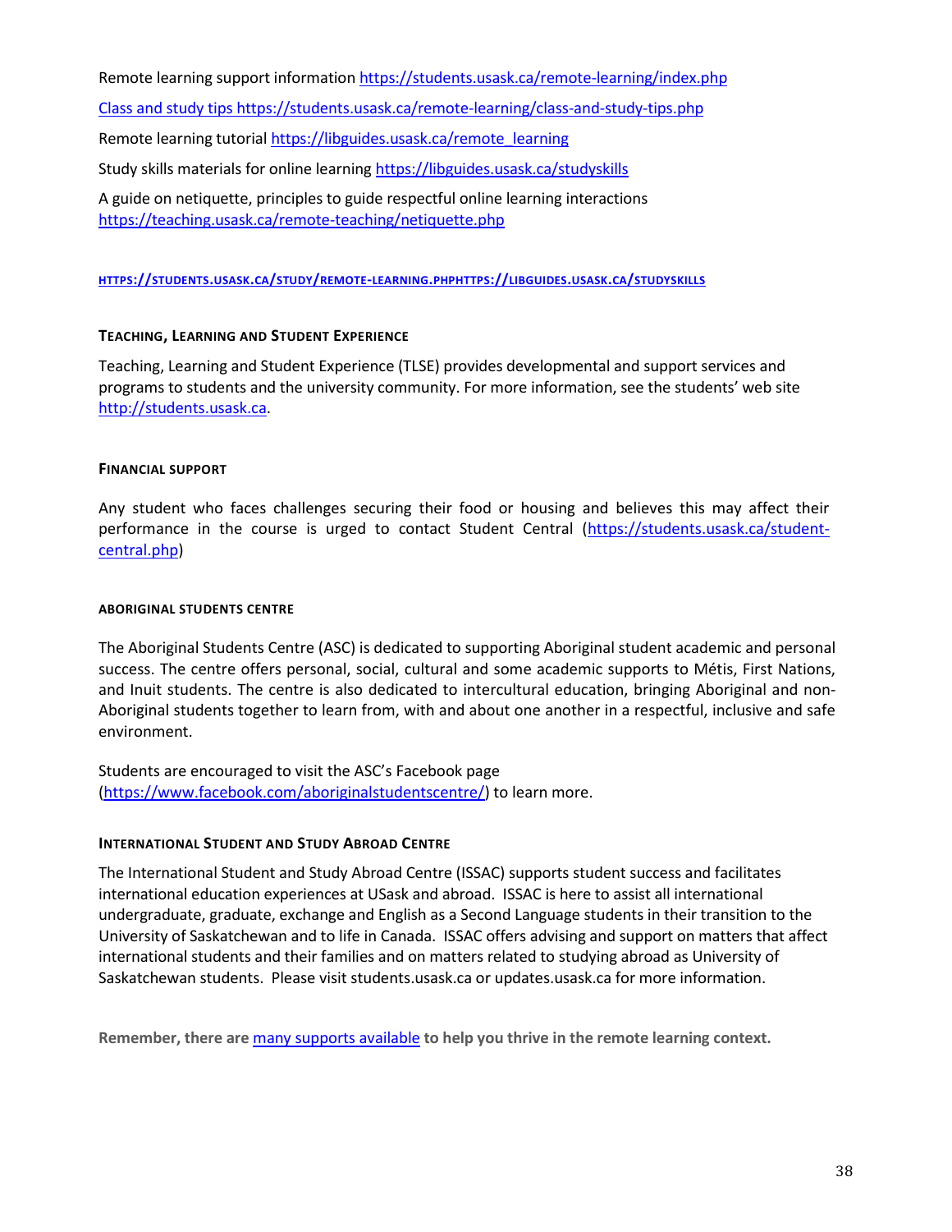Remote learning support information https://students.usask.ca/remote-learning/index.php

Class and study tips https://students.usask.ca/remote-learning/class-and-study-tips.php

Remote learning tutorial https://libguides.usask.ca/remote_learning

Study skills materials for online learning https://libguides.usask.ca/studyskills

A guide on netiquette, principles to guide respectful online learning interactions https://teaching.usask.ca/remote-teaching/netiquette.php

HTTPS://STUDENTS.USASK.CA/STUDY/REMOTE-LEARNING.PHPHTTPS://LIBGUIDES.USASK.CA/STUDYSKILLS

#### Teaching, Learning and Student Experience

Teaching, Learning and Student Experience (TLSE) provides developmental and support services and programs to students and the university community. For more information, see the students' web site http://students.usask.ca.

#### Financial support

Any student who faces challenges securing their food or housing and believes this may affect their performance in the course is urged to contact Student Central (https://students.usask.ca/student-central.php)

#### Aboriginal Students Centre

The Aboriginal Students Centre (ASC) is dedicated to supporting Aboriginal student academic and personal success. The centre offers personal, social, cultural and some academic supports to Métis, First Nations, and Inuit students. The centre is also dedicated to intercultural education, bringing Aboriginal and non-Aboriginal students together to learn from, with and about one another in a respectful, inclusive and safe environment.

Students are encouraged to visit the ASC's Facebook page (https://www.facebook.com/aboriginalstudentscentre/) to learn more.

#### International Student and Study Abroad Centre

The International Student and Study Abroad Centre (ISSAC) supports student success and facilitates international education experiences at USask and abroad. ISSAC is here to assist all international undergraduate, graduate, exchange and English as a Second Language students in their transition to the University of Saskatchewan and to life in Canada. ISSAC offers advising and support on matters that affect international students and their families and on matters related to studying abroad as University of Saskatchewan students. Please visit students.usask.ca or updates.usask.ca for more information.

**Remember, there are many supports available to help you thrive in the remote learning context.**